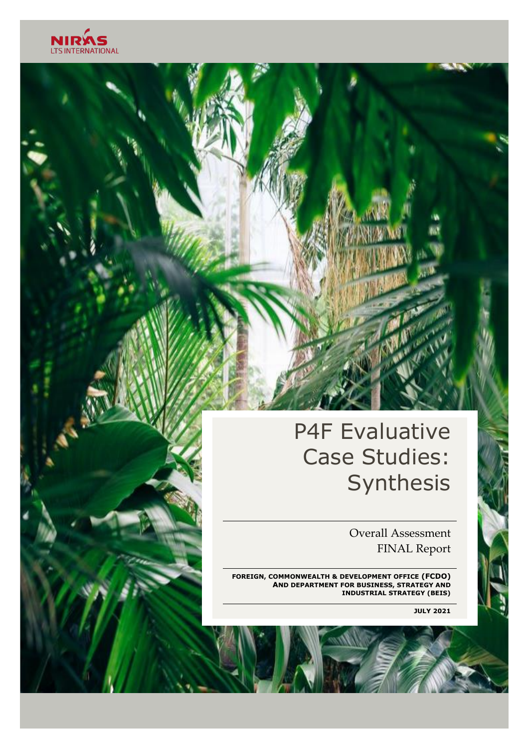NIRAS
LTS INTERNATIONAL

# P4F Evaluative Case Studies: Synthesis

Overall Assessment
FINAL Report

**FOREIGN, COMMONWEALTH & DEVELOPMENT OFFICE (FCDO) AND DEPARTMENT FOR BUSINESS, STRATEGY AND INDUSTRIAL STRATEGY (BEIS)**

**JULY 2021**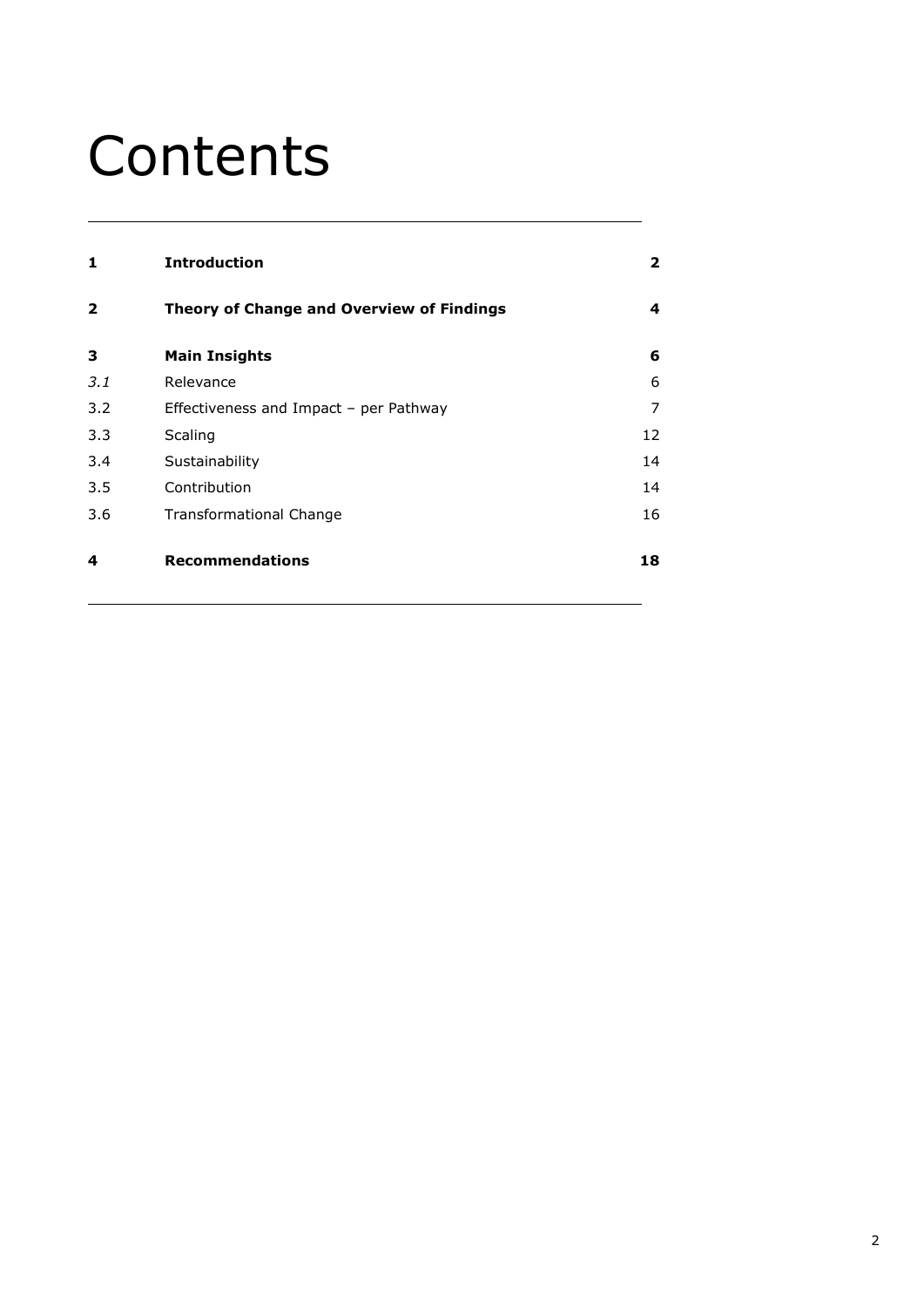# Contents

| | | |
|---|---|---|
| **1** | **Introduction** | **2** |
| **2** | **Theory of Change and Overview of Findings** | **4** |
| **3** | **Main Insights** | **6** |
| *3.1* | Relevance | 6 |
| 3.2 | Effectiveness and Impact – per Pathway | 7 |
| 3.3 | Scaling | 12 |
| 3.4 | Sustainability | 14 |
| 3.5 | Contribution | 14 |
| 3.6 | Transformational Change | 16 |
| **4** | **Recommendations** | **18** |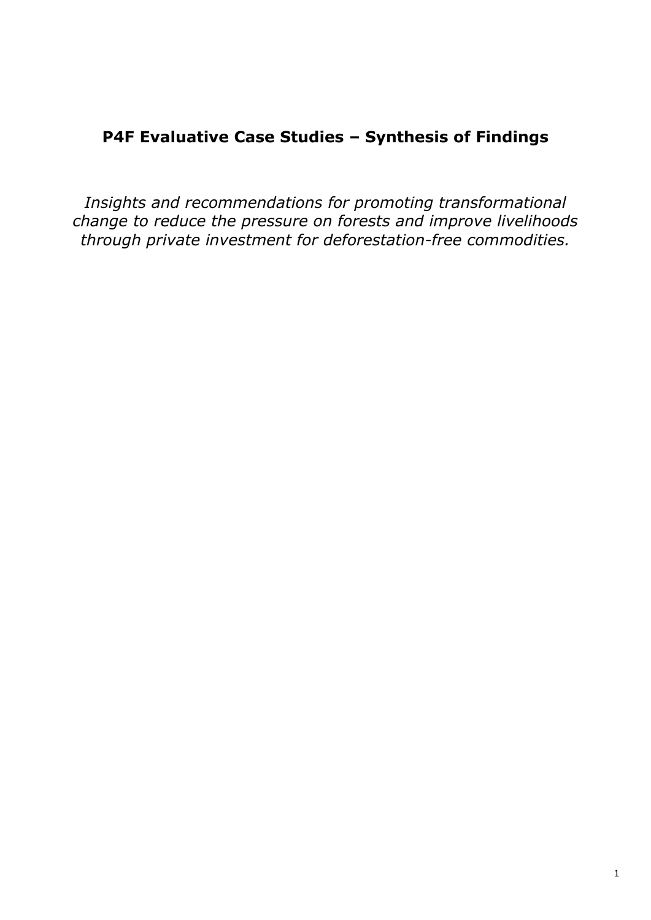# P4F Evaluative Case Studies – Synthesis of Findings

*Insights and recommendations for promoting transformational change to reduce the pressure on forests and improve livelihoods through private investment for deforestation-free commodities.*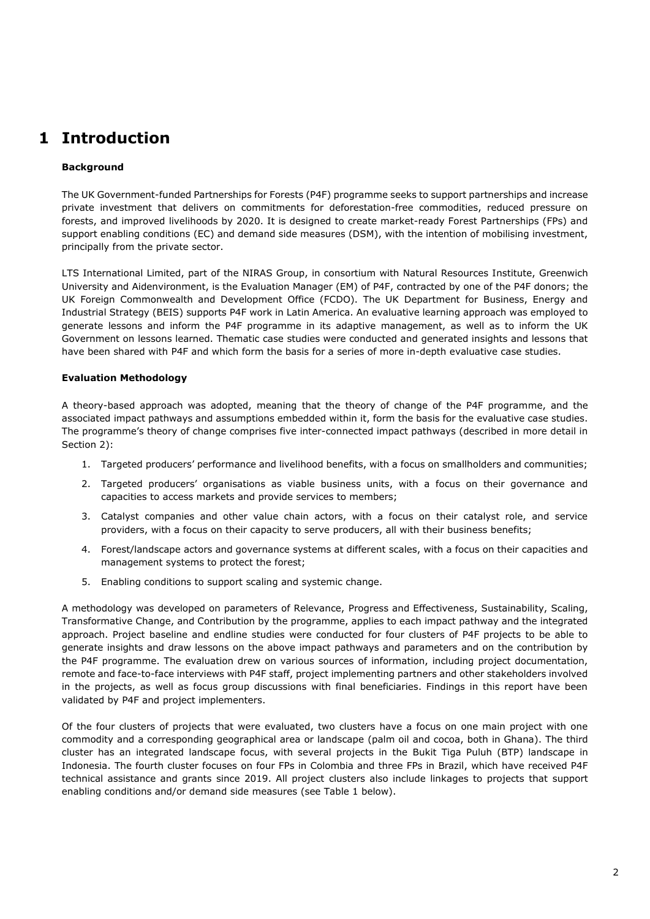# 1 Introduction

**Background**

The UK Government-funded Partnerships for Forests (P4F) programme seeks to support partnerships and increase private investment that delivers on commitments for deforestation-free commodities, reduced pressure on forests, and improved livelihoods by 2020. It is designed to create market-ready Forest Partnerships (FPs) and support enabling conditions (EC) and demand side measures (DSM), with the intention of mobilising investment, principally from the private sector.

LTS International Limited, part of the NIRAS Group, in consortium with Natural Resources Institute, Greenwich University and Aidenvironment, is the Evaluation Manager (EM) of P4F, contracted by one of the P4F donors; the UK Foreign Commonwealth and Development Office (FCDO). The UK Department for Business, Energy and Industrial Strategy (BEIS) supports P4F work in Latin America. An evaluative learning approach was employed to generate lessons and inform the P4F programme in its adaptive management, as well as to inform the UK Government on lessons learned. Thematic case studies were conducted and generated insights and lessons that have been shared with P4F and which form the basis for a series of more in-depth evaluative case studies.

**Evaluation Methodology**

A theory-based approach was adopted, meaning that the theory of change of the P4F programme, and the associated impact pathways and assumptions embedded within it, form the basis for the evaluative case studies. The programme's theory of change comprises five inter-connected impact pathways (described in more detail in Section 2):

1. Targeted producers' performance and livelihood benefits, with a focus on smallholders and communities;
2. Targeted producers' organisations as viable business units, with a focus on their governance and capacities to access markets and provide services to members;
3. Catalyst companies and other value chain actors, with a focus on their catalyst role, and service providers, with a focus on their capacity to serve producers, all with their business benefits;
4. Forest/landscape actors and governance systems at different scales, with a focus on their capacities and management systems to protect the forest;
5. Enabling conditions to support scaling and systemic change.

A methodology was developed on parameters of Relevance, Progress and Effectiveness, Sustainability, Scaling, Transformative Change, and Contribution by the programme, applies to each impact pathway and the integrated approach. Project baseline and endline studies were conducted for four clusters of P4F projects to be able to generate insights and draw lessons on the above impact pathways and parameters and on the contribution by the P4F programme. The evaluation drew on various sources of information, including project documentation, remote and face-to-face interviews with P4F staff, project implementing partners and other stakeholders involved in the projects, as well as focus group discussions with final beneficiaries. Findings in this report have been validated by P4F and project implementers.

Of the four clusters of projects that were evaluated, two clusters have a focus on one main project with one commodity and a corresponding geographical area or landscape (palm oil and cocoa, both in Ghana). The third cluster has an integrated landscape focus, with several projects in the Bukit Tiga Puluh (BTP) landscape in Indonesia. The fourth cluster focuses on four FPs in Colombia and three FPs in Brazil, which have received P4F technical assistance and grants since 2019. All project clusters also include linkages to projects that support enabling conditions and/or demand side measures (see Table 1 below).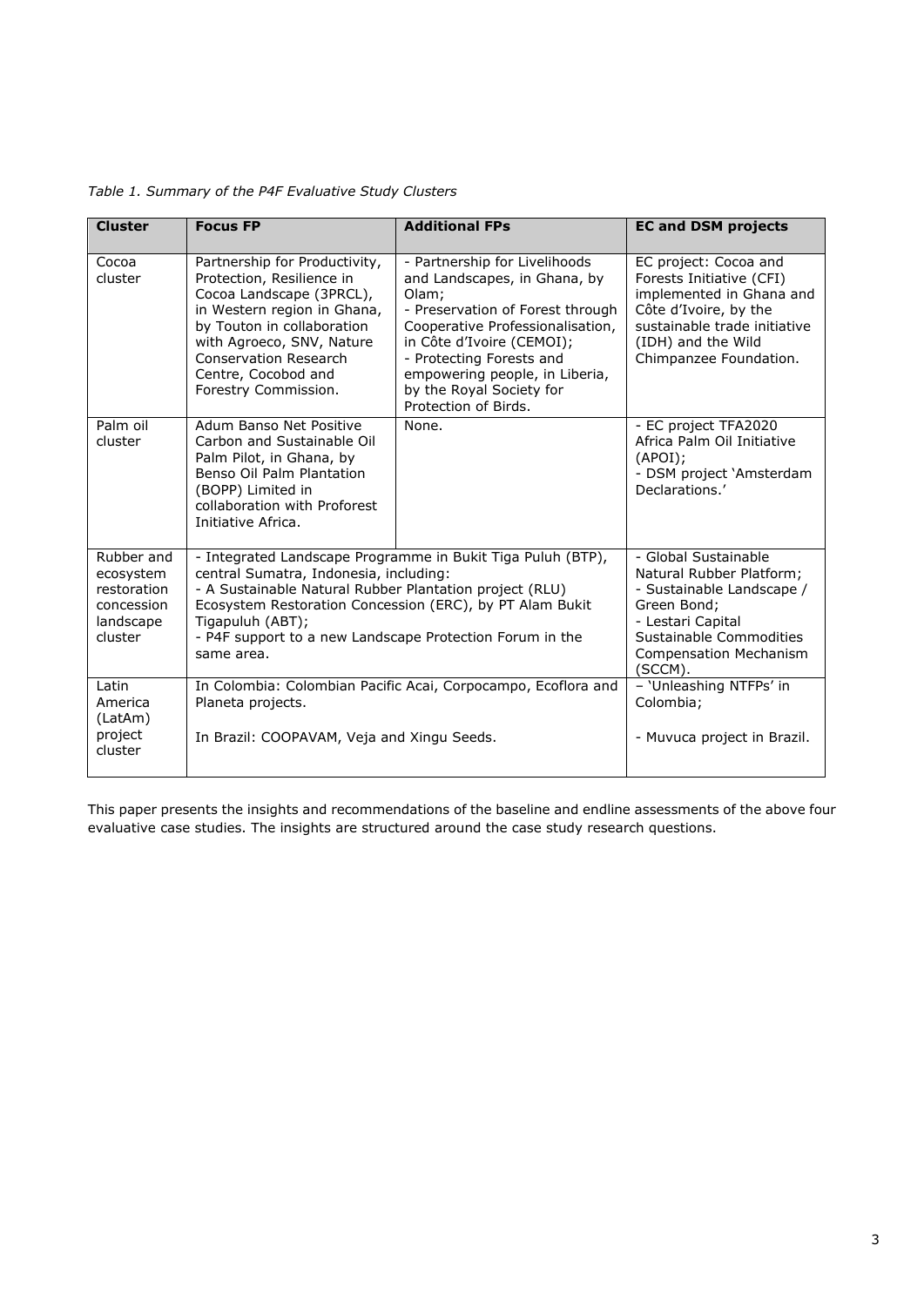*Table 1. Summary of the P4F Evaluative Study Clusters*

| Cluster | Focus FP | Additional FPs | EC and DSM projects |
|---|---|---|---|
| Cocoa cluster | Partnership for Productivity, Protection, Resilience in Cocoa Landscape (3PRCL), in Western region in Ghana, by Touton in collaboration with Agroeco, SNV, Nature Conservation Research Centre, Cocobod and Forestry Commission. | - Partnership for Livelihoods and Landscapes, in Ghana, by Olam;<br>- Preservation of Forest through Cooperative Professionalisation, in Côte d'Ivoire (CEMOI);<br>- Protecting Forests and empowering people, in Liberia, by the Royal Society for Protection of Birds. | EC project: Cocoa and Forests Initiative (CFI) implemented in Ghana and Côte d'Ivoire, by the sustainable trade initiative (IDH) and the Wild Chimpanzee Foundation. |
| Palm oil cluster | Adum Banso Net Positive Carbon and Sustainable Oil Palm Pilot, in Ghana, by Benso Oil Palm Plantation (BOPP) Limited in collaboration with Proforest Initiative Africa. | None. | - EC project TFA2020 Africa Palm Oil Initiative (APOI);<br>- DSM project 'Amsterdam Declarations.' |
| Rubber and ecosystem restoration concession landscape cluster | - Integrated Landscape Programme in Bukit Tiga Puluh (BTP), central Sumatra, Indonesia, including:<br>- A Sustainable Natural Rubber Plantation project (RLU) Ecosystem Restoration Concession (ERC), by PT Alam Bukit Tigapuluh (ABT);<br>- P4F support to a new Landscape Protection Forum in the same area. | | - Global Sustainable Natural Rubber Platform;<br>- Sustainable Landscape / Green Bond;<br>- Lestari Capital Sustainable Commodities Compensation Mechanism (SCCM). |
| Latin America (LatAm) project cluster | In Colombia: Colombian Pacific Acai, Corpocampo, Ecoflora and Planeta projects.<br><br>In Brazil: COOPAVAM, Veja and Xingu Seeds. | | – 'Unleashing NTFPs' in Colombia;<br><br>- Muvuca project in Brazil. |

This paper presents the insights and recommendations of the baseline and endline assessments of the above four evaluative case studies. The insights are structured around the case study research questions.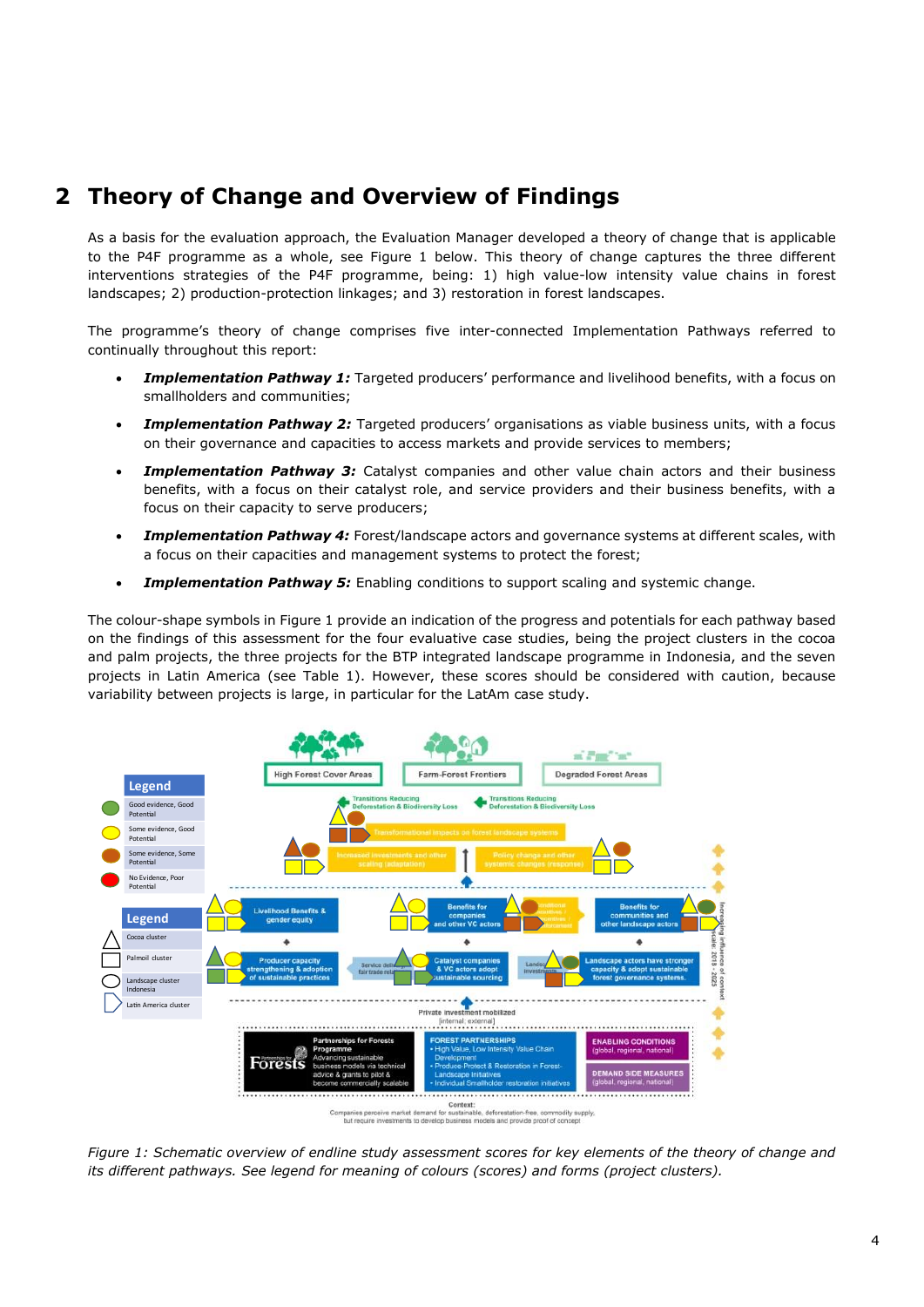# 2 Theory of Change and Overview of Findings

As a basis for the evaluation approach, the Evaluation Manager developed a theory of change that is applicable to the P4F programme as a whole, see Figure 1 below. This theory of change captures the three different interventions strategies of the P4F programme, being: 1) high value-low intensity value chains in forest landscapes; 2) production-protection linkages; and 3) restoration in forest landscapes.

The programme's theory of change comprises five inter-connected Implementation Pathways referred to continually throughout this report:

- ***Implementation Pathway 1:*** Targeted producers' performance and livelihood benefits, with a focus on smallholders and communities;
- ***Implementation Pathway 2:*** Targeted producers' organisations as viable business units, with a focus on their governance and capacities to access markets and provide services to members;
- ***Implementation Pathway 3:*** Catalyst companies and other value chain actors and their business benefits, with a focus on their catalyst role, and service providers and their business benefits, with a focus on their capacity to serve producers;
- ***Implementation Pathway 4:*** Forest/landscape actors and governance systems at different scales, with a focus on their capacities and management systems to protect the forest;
- ***Implementation Pathway 5:*** Enabling conditions to support scaling and systemic change.

The colour-shape symbols in Figure 1 provide an indication of the progress and potentials for each pathway based on the findings of this assessment for the four evaluative case studies, being the project clusters in the cocoa and palm projects, the three projects for the BTP integrated landscape programme in Indonesia, and the seven projects in Latin America (see Table 1). However, these scores should be considered with caution, because variability between projects is large, in particular for the LatAm case study.

*Figure 1: Schematic overview of endline study assessment scores for key elements of the theory of change and its different pathways. See legend for meaning of colours (scores) and forms (project clusters).*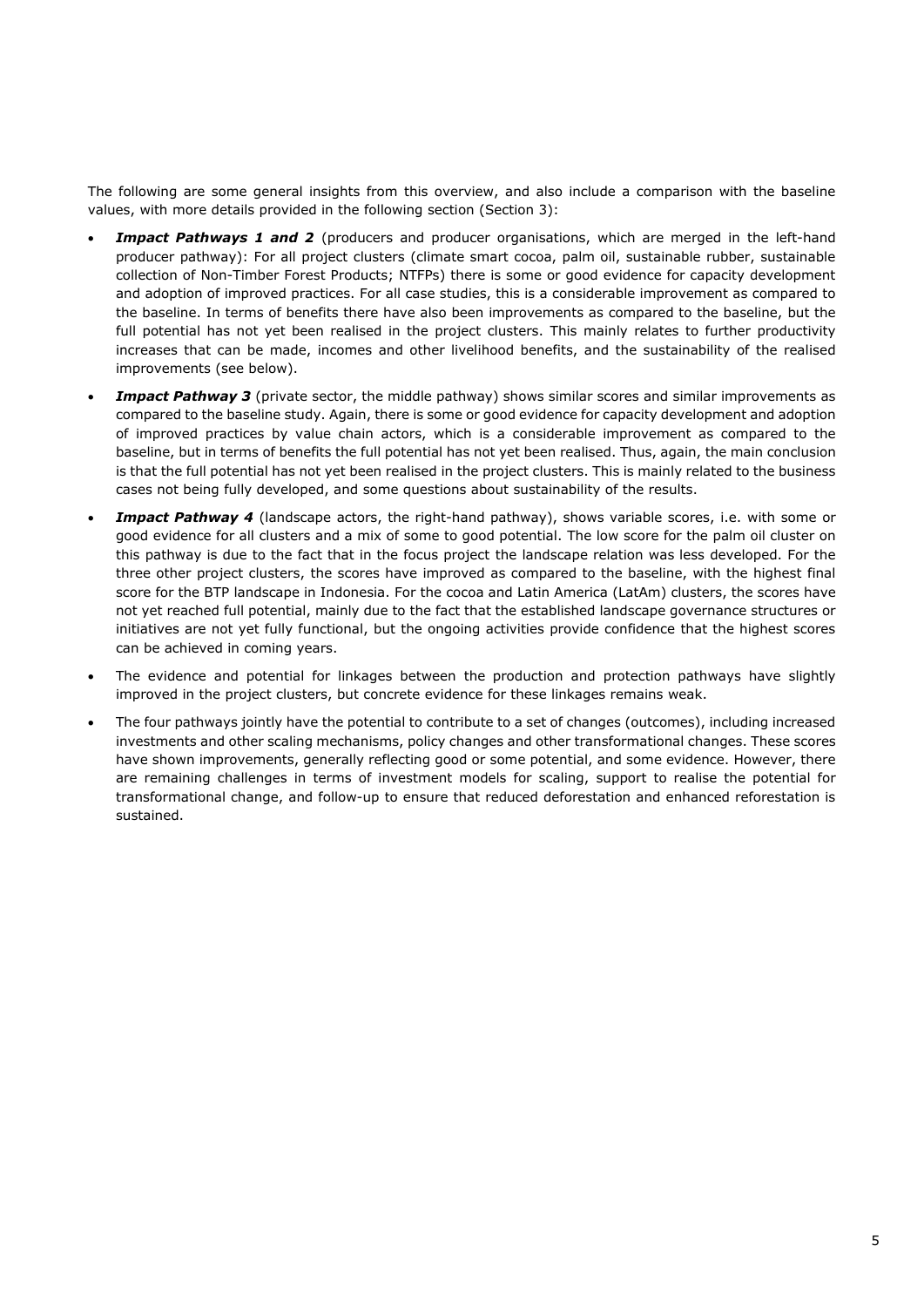The following are some general insights from this overview, and also include a comparison with the baseline values, with more details provided in the following section (Section 3):

- ***Impact Pathways 1 and 2*** (producers and producer organisations, which are merged in the left-hand producer pathway): For all project clusters (climate smart cocoa, palm oil, sustainable rubber, sustainable collection of Non-Timber Forest Products; NTFPs) there is some or good evidence for capacity development and adoption of improved practices. For all case studies, this is a considerable improvement as compared to the baseline. In terms of benefits there have also been improvements as compared to the baseline, but the full potential has not yet been realised in the project clusters. This mainly relates to further productivity increases that can be made, incomes and other livelihood benefits, and the sustainability of the realised improvements (see below).
- ***Impact Pathway 3*** (private sector, the middle pathway) shows similar scores and similar improvements as compared to the baseline study. Again, there is some or good evidence for capacity development and adoption of improved practices by value chain actors, which is a considerable improvement as compared to the baseline, but in terms of benefits the full potential has not yet been realised. Thus, again, the main conclusion is that the full potential has not yet been realised in the project clusters. This is mainly related to the business cases not being fully developed, and some questions about sustainability of the results.
- ***Impact Pathway 4*** (landscape actors, the right-hand pathway), shows variable scores, i.e. with some or good evidence for all clusters and a mix of some to good potential. The low score for the palm oil cluster on this pathway is due to the fact that in the focus project the landscape relation was less developed. For the three other project clusters, the scores have improved as compared to the baseline, with the highest final score for the BTP landscape in Indonesia. For the cocoa and Latin America (LatAm) clusters, the scores have not yet reached full potential, mainly due to the fact that the established landscape governance structures or initiatives are not yet fully functional, but the ongoing activities provide confidence that the highest scores can be achieved in coming years.
- The evidence and potential for linkages between the production and protection pathways have slightly improved in the project clusters, but concrete evidence for these linkages remains weak.
- The four pathways jointly have the potential to contribute to a set of changes (outcomes), including increased investments and other scaling mechanisms, policy changes and other transformational changes. These scores have shown improvements, generally reflecting good or some potential, and some evidence. However, there are remaining challenges in terms of investment models for scaling, support to realise the potential for transformational change, and follow-up to ensure that reduced deforestation and enhanced reforestation is sustained.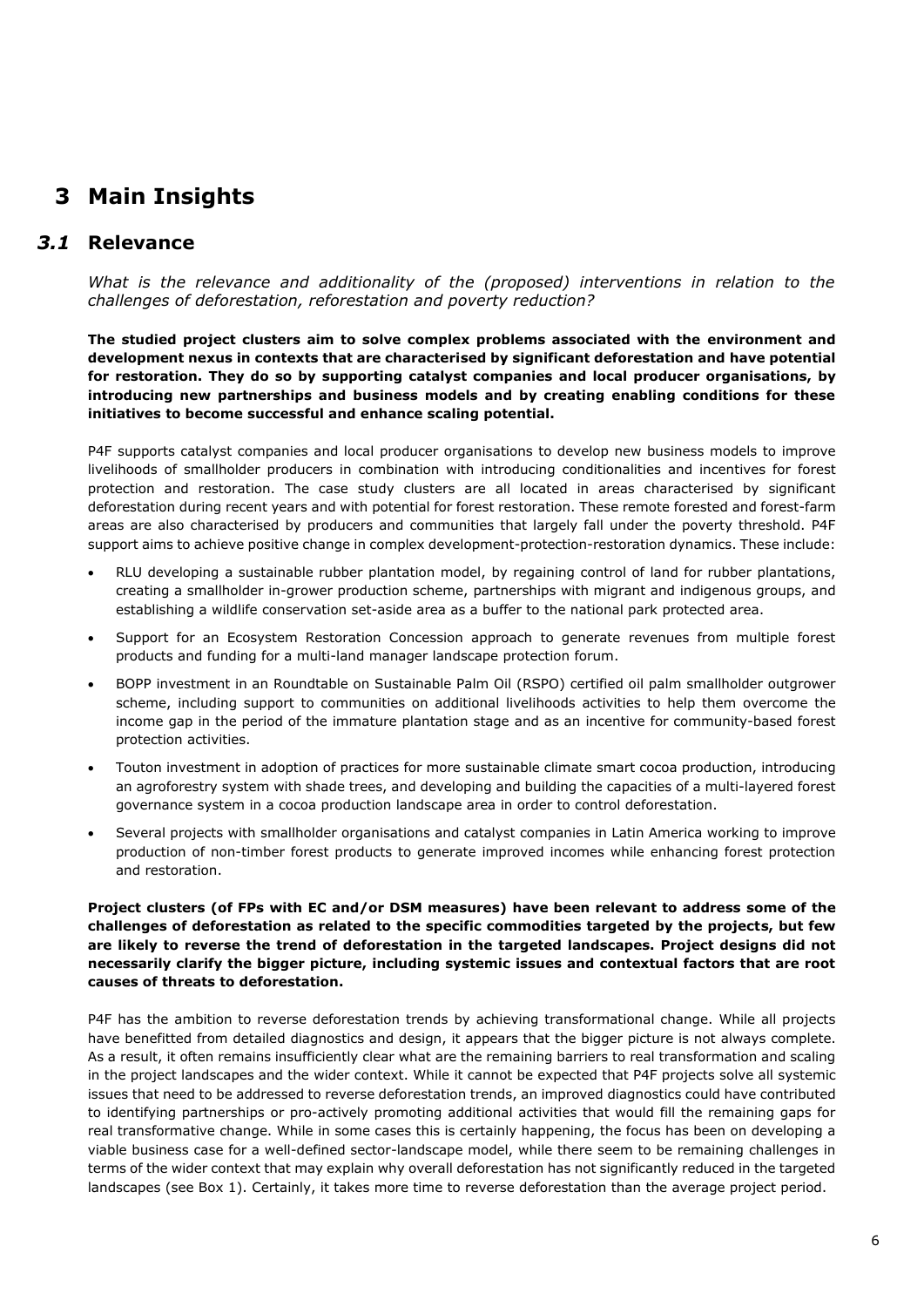# 3 Main Insights

## *3.1* Relevance

*What is the relevance and additionality of the (proposed) interventions in relation to the challenges of deforestation, reforestation and poverty reduction?*

**The studied project clusters aim to solve complex problems associated with the environment and development nexus in contexts that are characterised by significant deforestation and have potential for restoration. They do so by supporting catalyst companies and local producer organisations, by introducing new partnerships and business models and by creating enabling conditions for these initiatives to become successful and enhance scaling potential.**

P4F supports catalyst companies and local producer organisations to develop new business models to improve livelihoods of smallholder producers in combination with introducing conditionalities and incentives for forest protection and restoration. The case study clusters are all located in areas characterised by significant deforestation during recent years and with potential for forest restoration. These remote forested and forest-farm areas are also characterised by producers and communities that largely fall under the poverty threshold. P4F support aims to achieve positive change in complex development-protection-restoration dynamics. These include:

- RLU developing a sustainable rubber plantation model, by regaining control of land for rubber plantations, creating a smallholder in-grower production scheme, partnerships with migrant and indigenous groups, and establishing a wildlife conservation set-aside area as a buffer to the national park protected area.
- Support for an Ecosystem Restoration Concession approach to generate revenues from multiple forest products and funding for a multi-land manager landscape protection forum.
- BOPP investment in an Roundtable on Sustainable Palm Oil (RSPO) certified oil palm smallholder outgrower scheme, including support to communities on additional livelihoods activities to help them overcome the income gap in the period of the immature plantation stage and as an incentive for community-based forest protection activities.
- Touton investment in adoption of practices for more sustainable climate smart cocoa production, introducing an agroforestry system with shade trees, and developing and building the capacities of a multi-layered forest governance system in a cocoa production landscape area in order to control deforestation.
- Several projects with smallholder organisations and catalyst companies in Latin America working to improve production of non-timber forest products to generate improved incomes while enhancing forest protection and restoration.

**Project clusters (of FPs with EC and/or DSM measures) have been relevant to address some of the challenges of deforestation as related to the specific commodities targeted by the projects, but few are likely to reverse the trend of deforestation in the targeted landscapes. Project designs did not necessarily clarify the bigger picture, including systemic issues and contextual factors that are root causes of threats to deforestation.**

P4F has the ambition to reverse deforestation trends by achieving transformational change. While all projects have benefitted from detailed diagnostics and design, it appears that the bigger picture is not always complete. As a result, it often remains insufficiently clear what are the remaining barriers to real transformation and scaling in the project landscapes and the wider context. While it cannot be expected that P4F projects solve all systemic issues that need to be addressed to reverse deforestation trends, an improved diagnostics could have contributed to identifying partnerships or pro-actively promoting additional activities that would fill the remaining gaps for real transformative change. While in some cases this is certainly happening, the focus has been on developing a viable business case for a well-defined sector-landscape model, while there seem to be remaining challenges in terms of the wider context that may explain why overall deforestation has not significantly reduced in the targeted landscapes (see Box 1). Certainly, it takes more time to reverse deforestation than the average project period.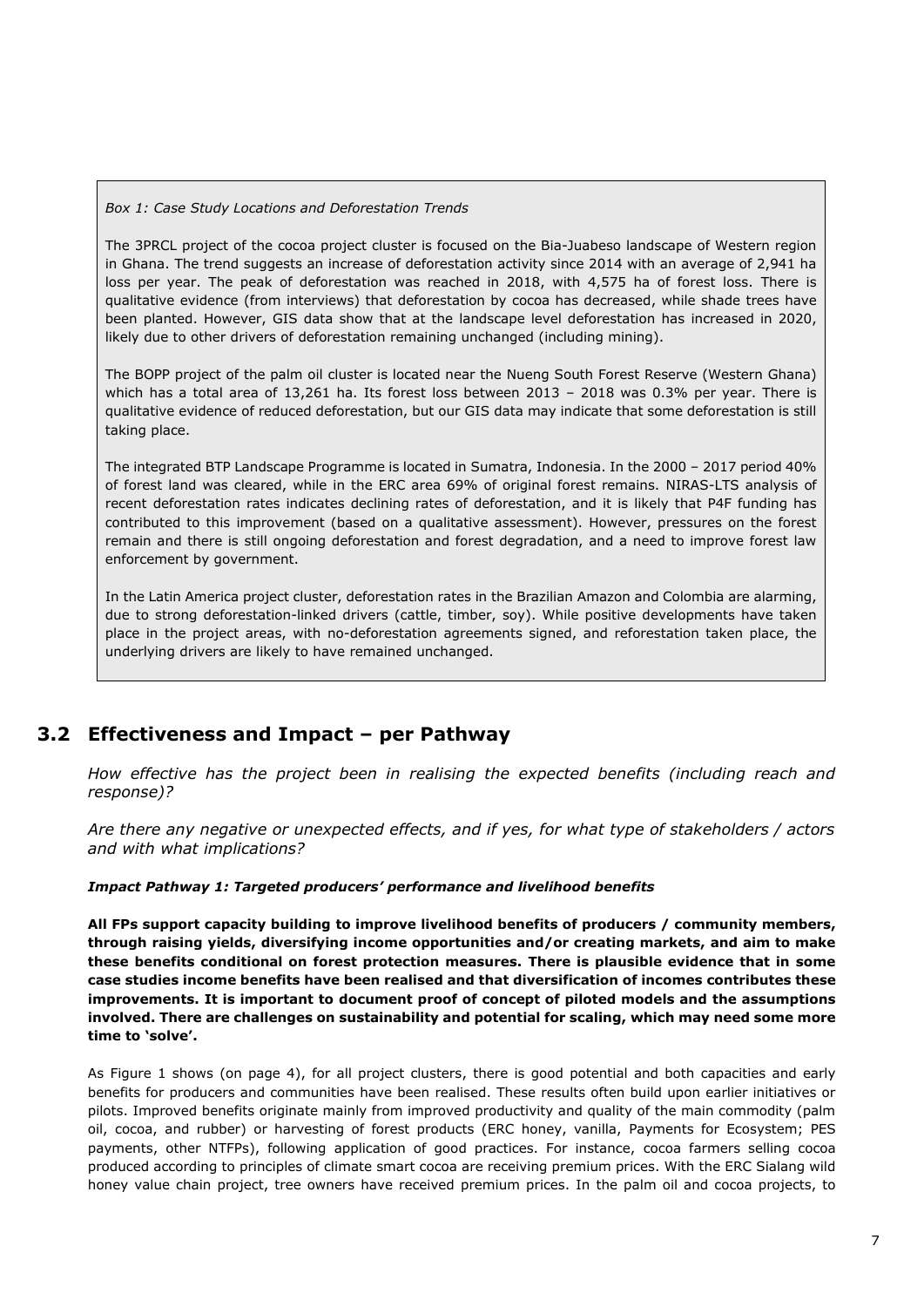*Box 1: Case Study Locations and Deforestation Trends*

The 3PRCL project of the cocoa project cluster is focused on the Bia-Juabeso landscape of Western region in Ghana. The trend suggests an increase of deforestation activity since 2014 with an average of 2,941 ha loss per year. The peak of deforestation was reached in 2018, with 4,575 ha of forest loss. There is qualitative evidence (from interviews) that deforestation by cocoa has decreased, while shade trees have been planted. However, GIS data show that at the landscape level deforestation has increased in 2020, likely due to other drivers of deforestation remaining unchanged (including mining).

The BOPP project of the palm oil cluster is located near the Nueng South Forest Reserve (Western Ghana) which has a total area of 13,261 ha. Its forest loss between 2013 – 2018 was 0.3% per year. There is qualitative evidence of reduced deforestation, but our GIS data may indicate that some deforestation is still taking place.

The integrated BTP Landscape Programme is located in Sumatra, Indonesia. In the 2000 – 2017 period 40% of forest land was cleared, while in the ERC area 69% of original forest remains. NIRAS-LTS analysis of recent deforestation rates indicates declining rates of deforestation, and it is likely that P4F funding has contributed to this improvement (based on a qualitative assessment). However, pressures on the forest remain and there is still ongoing deforestation and forest degradation, and a need to improve forest law enforcement by government.

In the Latin America project cluster, deforestation rates in the Brazilian Amazon and Colombia are alarming, due to strong deforestation-linked drivers (cattle, timber, soy). While positive developments have taken place in the project areas, with no-deforestation agreements signed, and reforestation taken place, the underlying drivers are likely to have remained unchanged.

## 3.2 Effectiveness and Impact – per Pathway

*How effective has the project been in realising the expected benefits (including reach and response)?*

*Are there any negative or unexpected effects, and if yes, for what type of stakeholders / actors and with what implications?*

***Impact Pathway 1: Targeted producers' performance and livelihood benefits***

**All FPs support capacity building to improve livelihood benefits of producers / community members, through raising yields, diversifying income opportunities and/or creating markets, and aim to make these benefits conditional on forest protection measures. There is plausible evidence that in some case studies income benefits have been realised and that diversification of incomes contributes these improvements. It is important to document proof of concept of piloted models and the assumptions involved. There are challenges on sustainability and potential for scaling, which may need some more time to 'solve'.**

As Figure 1 shows (on page 4), for all project clusters, there is good potential and both capacities and early benefits for producers and communities have been realised. These results often build upon earlier initiatives or pilots. Improved benefits originate mainly from improved productivity and quality of the main commodity (palm oil, cocoa, and rubber) or harvesting of forest products (ERC honey, vanilla, Payments for Ecosystem; PES payments, other NTFPs), following application of good practices. For instance, cocoa farmers selling cocoa produced according to principles of climate smart cocoa are receiving premium prices. With the ERC Sialang wild honey value chain project, tree owners have received premium prices. In the palm oil and cocoa projects, to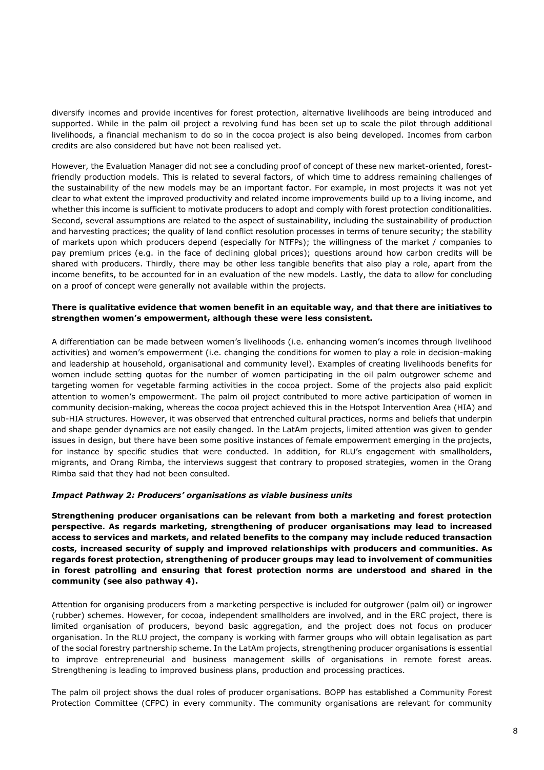diversify incomes and provide incentives for forest protection, alternative livelihoods are being introduced and supported. While in the palm oil project a revolving fund has been set up to scale the pilot through additional livelihoods, a financial mechanism to do so in the cocoa project is also being developed. Incomes from carbon credits are also considered but have not been realised yet.

However, the Evaluation Manager did not see a concluding proof of concept of these new market-oriented, forest-friendly production models. This is related to several factors, of which time to address remaining challenges of the sustainability of the new models may be an important factor. For example, in most projects it was not yet clear to what extent the improved productivity and related income improvements build up to a living income, and whether this income is sufficient to motivate producers to adopt and comply with forest protection conditionalities. Second, several assumptions are related to the aspect of sustainability, including the sustainability of production and harvesting practices; the quality of land conflict resolution processes in terms of tenure security; the stability of markets upon which producers depend (especially for NTFPs); the willingness of the market / companies to pay premium prices (e.g. in the face of declining global prices); questions around how carbon credits will be shared with producers. Thirdly, there may be other less tangible benefits that also play a role, apart from the income benefits, to be accounted for in an evaluation of the new models. Lastly, the data to allow for concluding on a proof of concept were generally not available within the projects.

**There is qualitative evidence that women benefit in an equitable way, and that there are initiatives to strengthen women's empowerment, although these were less consistent.**

A differentiation can be made between women's livelihoods (i.e. enhancing women's incomes through livelihood activities) and women's empowerment (i.e. changing the conditions for women to play a role in decision-making and leadership at household, organisational and community level). Examples of creating livelihoods benefits for women include setting quotas for the number of women participating in the oil palm outgrower scheme and targeting women for vegetable farming activities in the cocoa project. Some of the projects also paid explicit attention to women's empowerment. The palm oil project contributed to more active participation of women in community decision-making, whereas the cocoa project achieved this in the Hotspot Intervention Area (HIA) and sub-HIA structures. However, it was observed that entrenched cultural practices, norms and beliefs that underpin and shape gender dynamics are not easily changed. In the LatAm projects, limited attention was given to gender issues in design, but there have been some positive instances of female empowerment emerging in the projects, for instance by specific studies that were conducted. In addition, for RLU's engagement with smallholders, migrants, and Orang Rimba, the interviews suggest that contrary to proposed strategies, women in the Orang Rimba said that they had not been consulted.

### *Impact Pathway 2: Producers' organisations as viable business units*

**Strengthening producer organisations can be relevant from both a marketing and forest protection perspective. As regards marketing, strengthening of producer organisations may lead to increased access to services and markets, and related benefits to the company may include reduced transaction costs, increased security of supply and improved relationships with producers and communities. As regards forest protection, strengthening of producer groups may lead to involvement of communities in forest patrolling and ensuring that forest protection norms are understood and shared in the community (see also pathway 4).**

Attention for organising producers from a marketing perspective is included for outgrower (palm oil) or ingrower (rubber) schemes. However, for cocoa, independent smallholders are involved, and in the ERC project, there is limited organisation of producers, beyond basic aggregation, and the project does not focus on producer organisation. In the RLU project, the company is working with farmer groups who will obtain legalisation as part of the social forestry partnership scheme. In the LatAm projects, strengthening producer organisations is essential to improve entrepreneurial and business management skills of organisations in remote forest areas. Strengthening is leading to improved business plans, production and processing practices.

The palm oil project shows the dual roles of producer organisations. BOPP has established a Community Forest Protection Committee (CFPC) in every community. The community organisations are relevant for community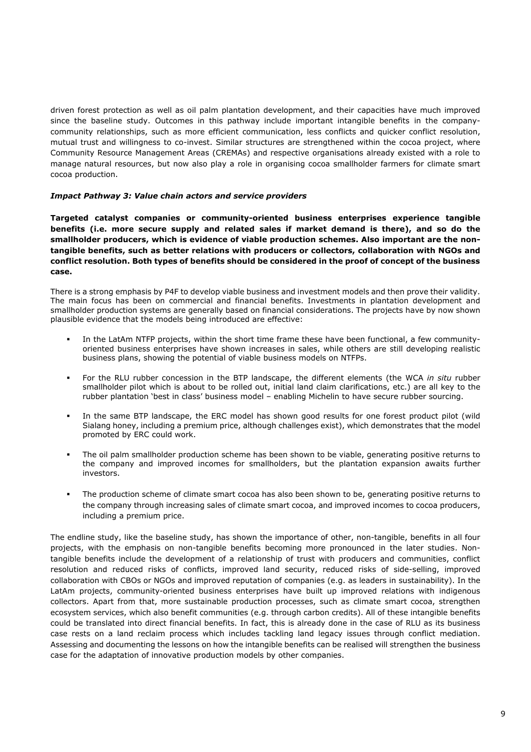driven forest protection as well as oil palm plantation development, and their capacities have much improved since the baseline study. Outcomes in this pathway include important intangible benefits in the company-community relationships, such as more efficient communication, less conflicts and quicker conflict resolution, mutual trust and willingness to co-invest. Similar structures are strengthened within the cocoa project, where Community Resource Management Areas (CREMAs) and respective organisations already existed with a role to manage natural resources, but now also play a role in organising cocoa smallholder farmers for climate smart cocoa production.

***Impact Pathway 3: Value chain actors and service providers***

**Targeted catalyst companies or community-oriented business enterprises experience tangible benefits (i.e. more secure supply and related sales if market demand is there), and so do the smallholder producers, which is evidence of viable production schemes. Also important are the non-tangible benefits, such as better relations with producers or collectors, collaboration with NGOs and conflict resolution. Both types of benefits should be considered in the proof of concept of the business case.**

There is a strong emphasis by P4F to develop viable business and investment models and then prove their validity. The main focus has been on commercial and financial benefits. Investments in plantation development and smallholder production systems are generally based on financial considerations. The projects have by now shown plausible evidence that the models being introduced are effective:

- In the LatAm NTFP projects, within the short time frame these have been functional, a few community-oriented business enterprises have shown increases in sales, while others are still developing realistic business plans, showing the potential of viable business models on NTFPs.
- For the RLU rubber concession in the BTP landscape, the different elements (the WCA *in situ* rubber smallholder pilot which is about to be rolled out, initial land claim clarifications, etc.) are all key to the rubber plantation 'best in class' business model – enabling Michelin to have secure rubber sourcing.
- In the same BTP landscape, the ERC model has shown good results for one forest product pilot (wild Sialang honey, including a premium price, although challenges exist), which demonstrates that the model promoted by ERC could work.
- The oil palm smallholder production scheme has been shown to be viable, generating positive returns to the company and improved incomes for smallholders, but the plantation expansion awaits further investors.
- The production scheme of climate smart cocoa has also been shown to be, generating positive returns to the company through increasing sales of climate smart cocoa, and improved incomes to cocoa producers, including a premium price.

The endline study, like the baseline study, has shown the importance of other, non-tangible, benefits in all four projects, with the emphasis on non-tangible benefits becoming more pronounced in the later studies. Non-tangible benefits include the development of a relationship of trust with producers and communities, conflict resolution and reduced risks of conflicts, improved land security, reduced risks of side-selling, improved collaboration with CBOs or NGOs and improved reputation of companies (e.g. as leaders in sustainability). In the LatAm projects, community-oriented business enterprises have built up improved relations with indigenous collectors. Apart from that, more sustainable production processes, such as climate smart cocoa, strengthen ecosystem services, which also benefit communities (e.g. through carbon credits). All of these intangible benefits could be translated into direct financial benefits. In fact, this is already done in the case of RLU as its business case rests on a land reclaim process which includes tackling land legacy issues through conflict mediation. Assessing and documenting the lessons on how the intangible benefits can be realised will strengthen the business case for the adaptation of innovative production models by other companies.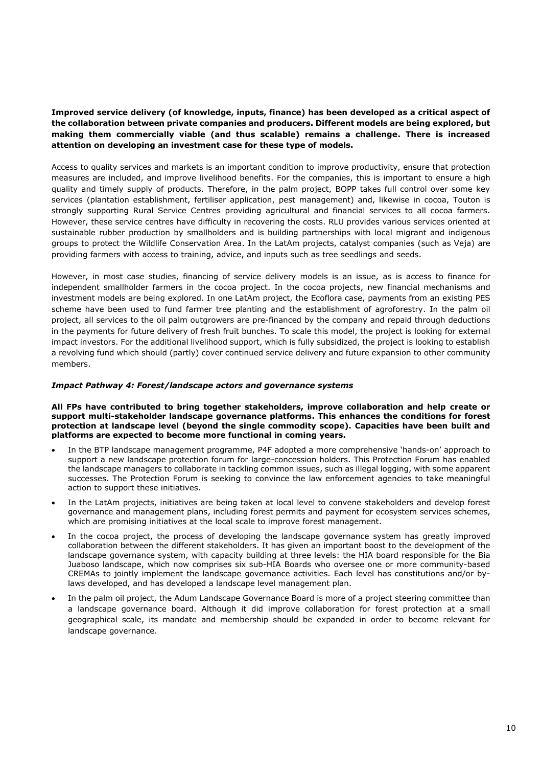**Improved service delivery (of knowledge, inputs, finance) has been developed as a critical aspect of the collaboration between private companies and producers. Different models are being explored, but making them commercially viable (and thus scalable) remains a challenge. There is increased attention on developing an investment case for these type of models.**

Access to quality services and markets is an important condition to improve productivity, ensure that protection measures are included, and improve livelihood benefits. For the companies, this is important to ensure a high quality and timely supply of products. Therefore, in the palm project, BOPP takes full control over some key services (plantation establishment, fertiliser application, pest management) and, likewise in cocoa, Touton is strongly supporting Rural Service Centres providing agricultural and financial services to all cocoa farmers. However, these service centres have difficulty in recovering the costs. RLU provides various services oriented at sustainable rubber production by smallholders and is building partnerships with local migrant and indigenous groups to protect the Wildlife Conservation Area. In the LatAm projects, catalyst companies (such as Veja) are providing farmers with access to training, advice, and inputs such as tree seedlings and seeds.

However, in most case studies, financing of service delivery models is an issue, as is access to finance for independent smallholder farmers in the cocoa project. In the cocoa projects, new financial mechanisms and investment models are being explored. In one LatAm project, the Ecoflora case, payments from an existing PES scheme have been used to fund farmer tree planting and the establishment of agroforestry. In the palm oil project, all services to the oil palm outgrowers are pre-financed by the company and repaid through deductions in the payments for future delivery of fresh fruit bunches. To scale this model, the project is looking for external impact investors. For the additional livelihood support, which is fully subsidized, the project is looking to establish a revolving fund which should (partly) cover continued service delivery and future expansion to other community members.

***Impact Pathway 4: Forest/landscape actors and governance systems***

**All FPs have contributed to bring together stakeholders, improve collaboration and help create or support multi-stakeholder landscape governance platforms. This enhances the conditions for forest protection at landscape level (beyond the single commodity scope). Capacities have been built and platforms are expected to become more functional in coming years.**

- In the BTP landscape management programme, P4F adopted a more comprehensive 'hands-on' approach to support a new landscape protection forum for large-concession holders. This Protection Forum has enabled the landscape managers to collaborate in tackling common issues, such as illegal logging, with some apparent successes. The Protection Forum is seeking to convince the law enforcement agencies to take meaningful action to support these initiatives.
- In the LatAm projects, initiatives are being taken at local level to convene stakeholders and develop forest governance and management plans, including forest permits and payment for ecosystem services schemes, which are promising initiatives at the local scale to improve forest management.
- In the cocoa project, the process of developing the landscape governance system has greatly improved collaboration between the different stakeholders. It has given an important boost to the development of the landscape governance system, with capacity building at three levels: the HIA board responsible for the Bia Juaboso landscape, which now comprises six sub-HIA Boards who oversee one or more community-based CREMAs to jointly implement the landscape governance activities. Each level has constitutions and/or by-laws developed, and has developed a landscape level management plan.
- In the palm oil project, the Adum Landscape Governance Board is more of a project steering committee than a landscape governance board. Although it did improve collaboration for forest protection at a small geographical scale, its mandate and membership should be expanded in order to become relevant for landscape governance.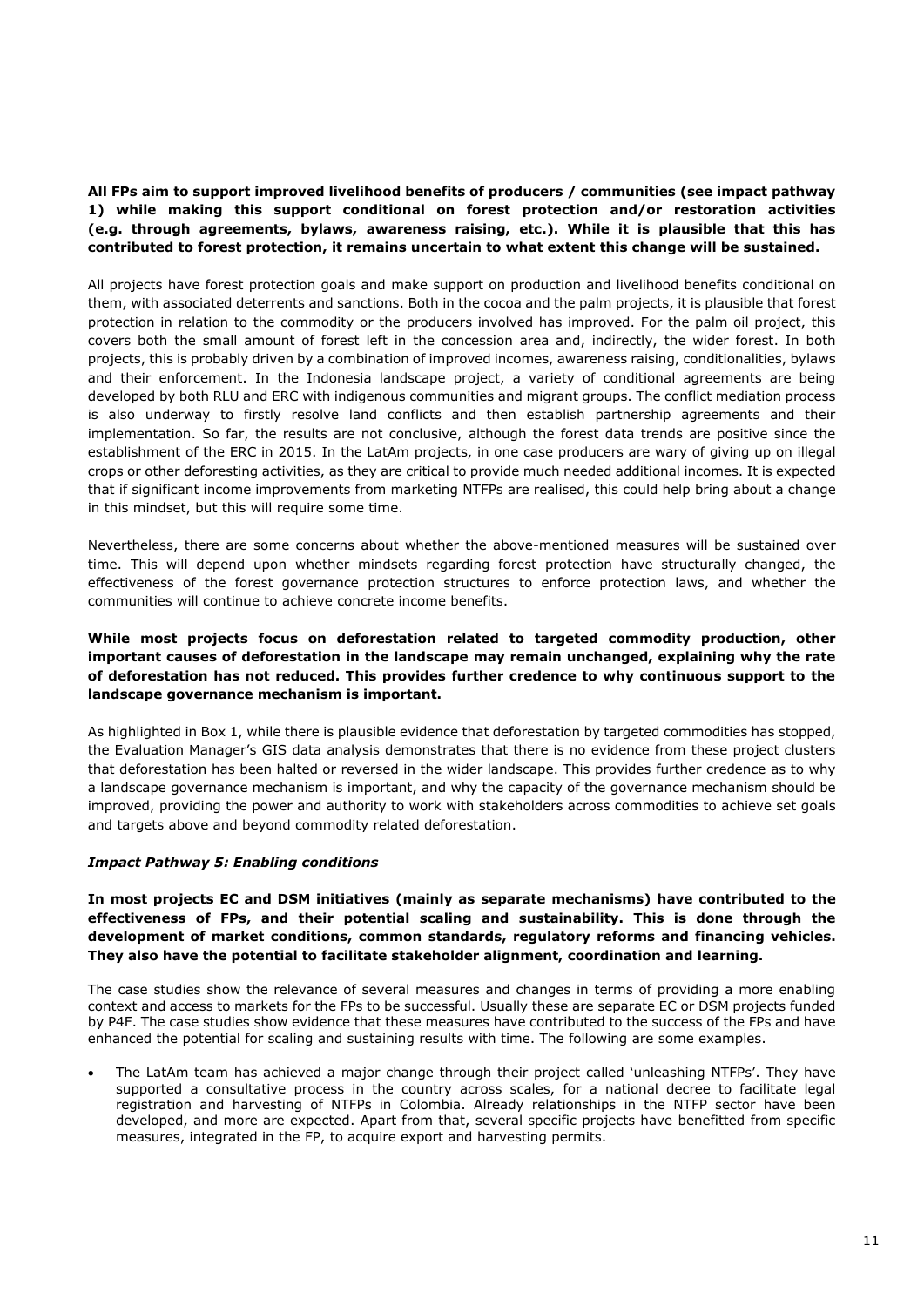**All FPs aim to support improved livelihood benefits of producers / communities (see impact pathway 1) while making this support conditional on forest protection and/or restoration activities (e.g. through agreements, bylaws, awareness raising, etc.). While it is plausible that this has contributed to forest protection, it remains uncertain to what extent this change will be sustained.**

All projects have forest protection goals and make support on production and livelihood benefits conditional on them, with associated deterrents and sanctions. Both in the cocoa and the palm projects, it is plausible that forest protection in relation to the commodity or the producers involved has improved. For the palm oil project, this covers both the small amount of forest left in the concession area and, indirectly, the wider forest. In both projects, this is probably driven by a combination of improved incomes, awareness raising, conditionalities, bylaws and their enforcement. In the Indonesia landscape project, a variety of conditional agreements are being developed by both RLU and ERC with indigenous communities and migrant groups. The conflict mediation process is also underway to firstly resolve land conflicts and then establish partnership agreements and their implementation. So far, the results are not conclusive, although the forest data trends are positive since the establishment of the ERC in 2015. In the LatAm projects, in one case producers are wary of giving up on illegal crops or other deforesting activities, as they are critical to provide much needed additional incomes. It is expected that if significant income improvements from marketing NTFPs are realised, this could help bring about a change in this mindset, but this will require some time.

Nevertheless, there are some concerns about whether the above-mentioned measures will be sustained over time. This will depend upon whether mindsets regarding forest protection have structurally changed, the effectiveness of the forest governance protection structures to enforce protection laws, and whether the communities will continue to achieve concrete income benefits.

**While most projects focus on deforestation related to targeted commodity production, other important causes of deforestation in the landscape may remain unchanged, explaining why the rate of deforestation has not reduced. This provides further credence to why continuous support to the landscape governance mechanism is important.**

As highlighted in Box 1, while there is plausible evidence that deforestation by targeted commodities has stopped, the Evaluation Manager's GIS data analysis demonstrates that there is no evidence from these project clusters that deforestation has been halted or reversed in the wider landscape. This provides further credence as to why a landscape governance mechanism is important, and why the capacity of the governance mechanism should be improved, providing the power and authority to work with stakeholders across commodities to achieve set goals and targets above and beyond commodity related deforestation.

### *Impact Pathway 5: Enabling conditions*

**In most projects EC and DSM initiatives (mainly as separate mechanisms) have contributed to the effectiveness of FPs, and their potential scaling and sustainability. This is done through the development of market conditions, common standards, regulatory reforms and financing vehicles. They also have the potential to facilitate stakeholder alignment, coordination and learning.**

The case studies show the relevance of several measures and changes in terms of providing a more enabling context and access to markets for the FPs to be successful. Usually these are separate EC or DSM projects funded by P4F. The case studies show evidence that these measures have contributed to the success of the FPs and have enhanced the potential for scaling and sustaining results with time. The following are some examples.

- The LatAm team has achieved a major change through their project called 'unleashing NTFPs'. They have supported a consultative process in the country across scales, for a national decree to facilitate legal registration and harvesting of NTFPs in Colombia. Already relationships in the NTFP sector have been developed, and more are expected. Apart from that, several specific projects have benefitted from specific measures, integrated in the FP, to acquire export and harvesting permits.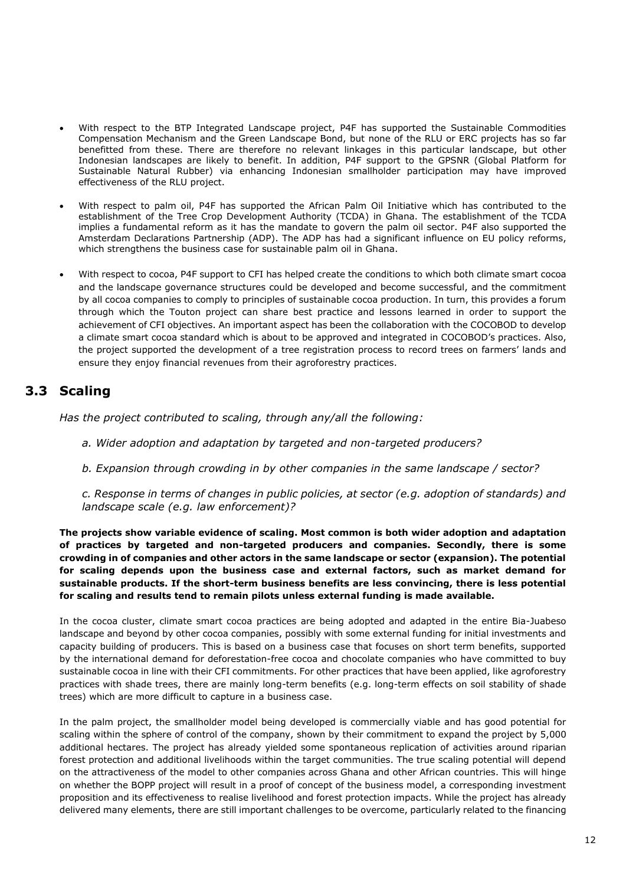- With respect to the BTP Integrated Landscape project, P4F has supported the Sustainable Commodities Compensation Mechanism and the Green Landscape Bond, but none of the RLU or ERC projects has so far benefitted from these. There are therefore no relevant linkages in this particular landscape, but other Indonesian landscapes are likely to benefit. In addition, P4F support to the GPSNR (Global Platform for Sustainable Natural Rubber) via enhancing Indonesian smallholder participation may have improved effectiveness of the RLU project.

- With respect to palm oil, P4F has supported the African Palm Oil Initiative which has contributed to the establishment of the Tree Crop Development Authority (TCDA) in Ghana. The establishment of the TCDA implies a fundamental reform as it has the mandate to govern the palm oil sector. P4F also supported the Amsterdam Declarations Partnership (ADP). The ADP has had a significant influence on EU policy reforms, which strengthens the business case for sustainable palm oil in Ghana.

- With respect to cocoa, P4F support to CFI has helped create the conditions to which both climate smart cocoa and the landscape governance structures could be developed and become successful, and the commitment by all cocoa companies to comply to principles of sustainable cocoa production. In turn, this provides a forum through which the Touton project can share best practice and lessons learned in order to support the achievement of CFI objectives. An important aspect has been the collaboration with the COCOBOD to develop a climate smart cocoa standard which is about to be approved and integrated in COCOBOD's practices. Also, the project supported the development of a tree registration process to record trees on farmers' lands and ensure they enjoy financial revenues from their agroforestry practices.

## 3.3 Scaling

*Has the project contributed to scaling, through any/all the following:*

*a. Wider adoption and adaptation by targeted and non-targeted producers?*

*b. Expansion through crowding in by other companies in the same landscape / sector?*

*c. Response in terms of changes in public policies, at sector (e.g. adoption of standards) and landscape scale (e.g. law enforcement)?*

**The projects show variable evidence of scaling. Most common is both wider adoption and adaptation of practices by targeted and non-targeted producers and companies. Secondly, there is some crowding in of companies and other actors in the same landscape or sector (expansion). The potential for scaling depends upon the business case and external factors, such as market demand for sustainable products. If the short-term business benefits are less convincing, there is less potential for scaling and results tend to remain pilots unless external funding is made available.**

In the cocoa cluster, climate smart cocoa practices are being adopted and adapted in the entire Bia-Juabeso landscape and beyond by other cocoa companies, possibly with some external funding for initial investments and capacity building of producers. This is based on a business case that focuses on short term benefits, supported by the international demand for deforestation-free cocoa and chocolate companies who have committed to buy sustainable cocoa in line with their CFI commitments. For other practices that have been applied, like agroforestry practices with shade trees, there are mainly long-term benefits (e.g. long-term effects on soil stability of shade trees) which are more difficult to capture in a business case.

In the palm project, the smallholder model being developed is commercially viable and has good potential for scaling within the sphere of control of the company, shown by their commitment to expand the project by 5,000 additional hectares. The project has already yielded some spontaneous replication of activities around riparian forest protection and additional livelihoods within the target communities. The true scaling potential will depend on the attractiveness of the model to other companies across Ghana and other African countries. This will hinge on whether the BOPP project will result in a proof of concept of the business model, a corresponding investment proposition and its effectiveness to realise livelihood and forest protection impacts. While the project has already delivered many elements, there are still important challenges to be overcome, particularly related to the financing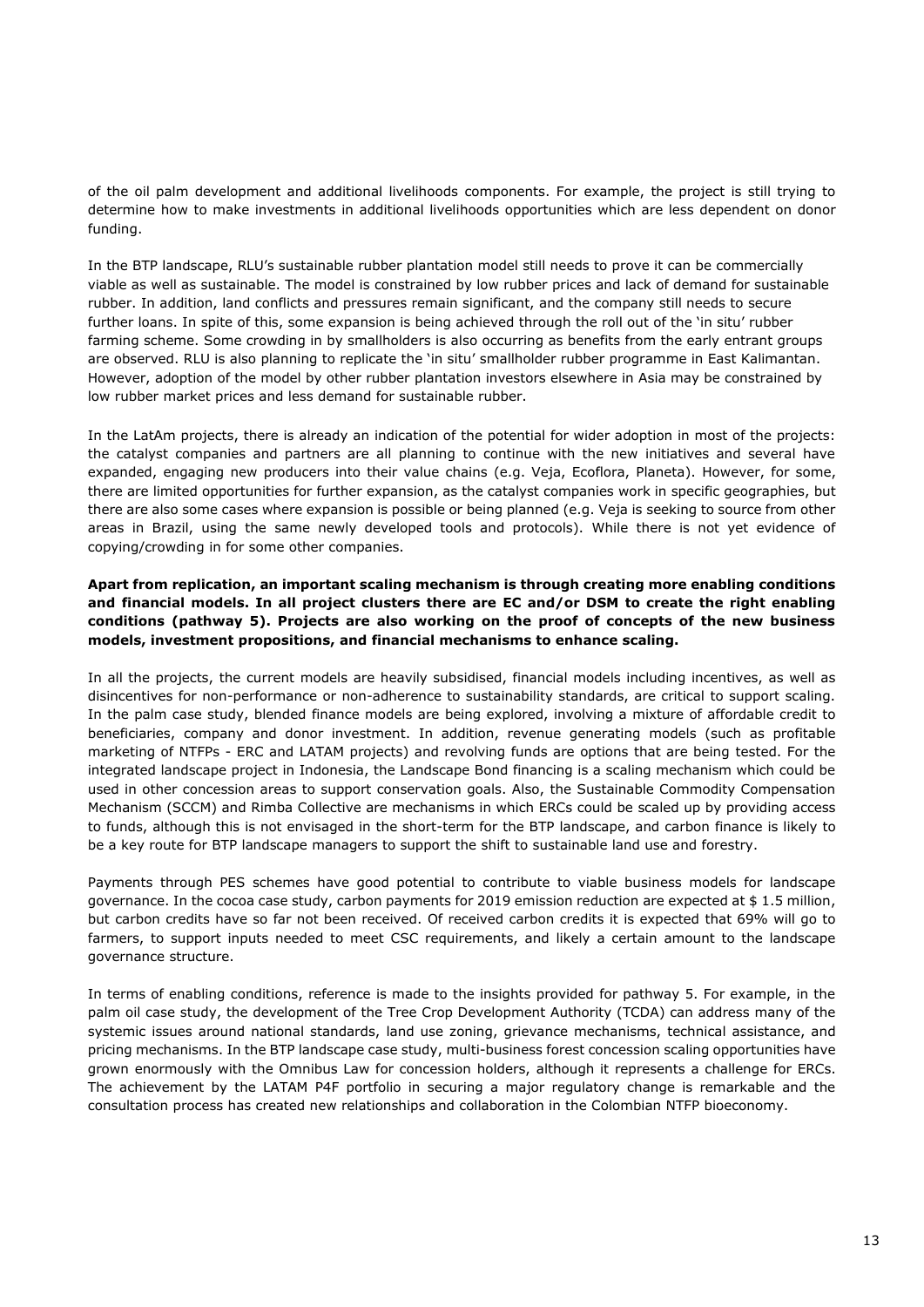of the oil palm development and additional livelihoods components. For example, the project is still trying to determine how to make investments in additional livelihoods opportunities which are less dependent on donor funding.

In the BTP landscape, RLU's sustainable rubber plantation model still needs to prove it can be commercially viable as well as sustainable. The model is constrained by low rubber prices and lack of demand for sustainable rubber. In addition, land conflicts and pressures remain significant, and the company still needs to secure further loans. In spite of this, some expansion is being achieved through the roll out of the 'in situ' rubber farming scheme. Some crowding in by smallholders is also occurring as benefits from the early entrant groups are observed. RLU is also planning to replicate the 'in situ' smallholder rubber programme in East Kalimantan. However, adoption of the model by other rubber plantation investors elsewhere in Asia may be constrained by low rubber market prices and less demand for sustainable rubber.

In the LatAm projects, there is already an indication of the potential for wider adoption in most of the projects: the catalyst companies and partners are all planning to continue with the new initiatives and several have expanded, engaging new producers into their value chains (e.g. Veja, Ecoflora, Planeta). However, for some, there are limited opportunities for further expansion, as the catalyst companies work in specific geographies, but there are also some cases where expansion is possible or being planned (e.g. Veja is seeking to source from other areas in Brazil, using the same newly developed tools and protocols). While there is not yet evidence of copying/crowding in for some other companies.

**Apart from replication, an important scaling mechanism is through creating more enabling conditions and financial models. In all project clusters there are EC and/or DSM to create the right enabling conditions (pathway 5). Projects are also working on the proof of concepts of the new business models, investment propositions, and financial mechanisms to enhance scaling.**

In all the projects, the current models are heavily subsidised, financial models including incentives, as well as disincentives for non-performance or non-adherence to sustainability standards, are critical to support scaling. In the palm case study, blended finance models are being explored, involving a mixture of affordable credit to beneficiaries, company and donor investment. In addition, revenue generating models (such as profitable marketing of NTFPs - ERC and LATAM projects) and revolving funds are options that are being tested. For the integrated landscape project in Indonesia, the Landscape Bond financing is a scaling mechanism which could be used in other concession areas to support conservation goals. Also, the Sustainable Commodity Compensation Mechanism (SCCM) and Rimba Collective are mechanisms in which ERCs could be scaled up by providing access to funds, although this is not envisaged in the short-term for the BTP landscape, and carbon finance is likely to be a key route for BTP landscape managers to support the shift to sustainable land use and forestry.

Payments through PES schemes have good potential to contribute to viable business models for landscape governance. In the cocoa case study, carbon payments for 2019 emission reduction are expected at $ 1.5 million, but carbon credits have so far not been received. Of received carbon credits it is expected that 69% will go to farmers, to support inputs needed to meet CSC requirements, and likely a certain amount to the landscape governance structure.

In terms of enabling conditions, reference is made to the insights provided for pathway 5. For example, in the palm oil case study, the development of the Tree Crop Development Authority (TCDA) can address many of the systemic issues around national standards, land use zoning, grievance mechanisms, technical assistance, and pricing mechanisms. In the BTP landscape case study, multi-business forest concession scaling opportunities have grown enormously with the Omnibus Law for concession holders, although it represents a challenge for ERCs. The achievement by the LATAM P4F portfolio in securing a major regulatory change is remarkable and the consultation process has created new relationships and collaboration in the Colombian NTFP bioeconomy.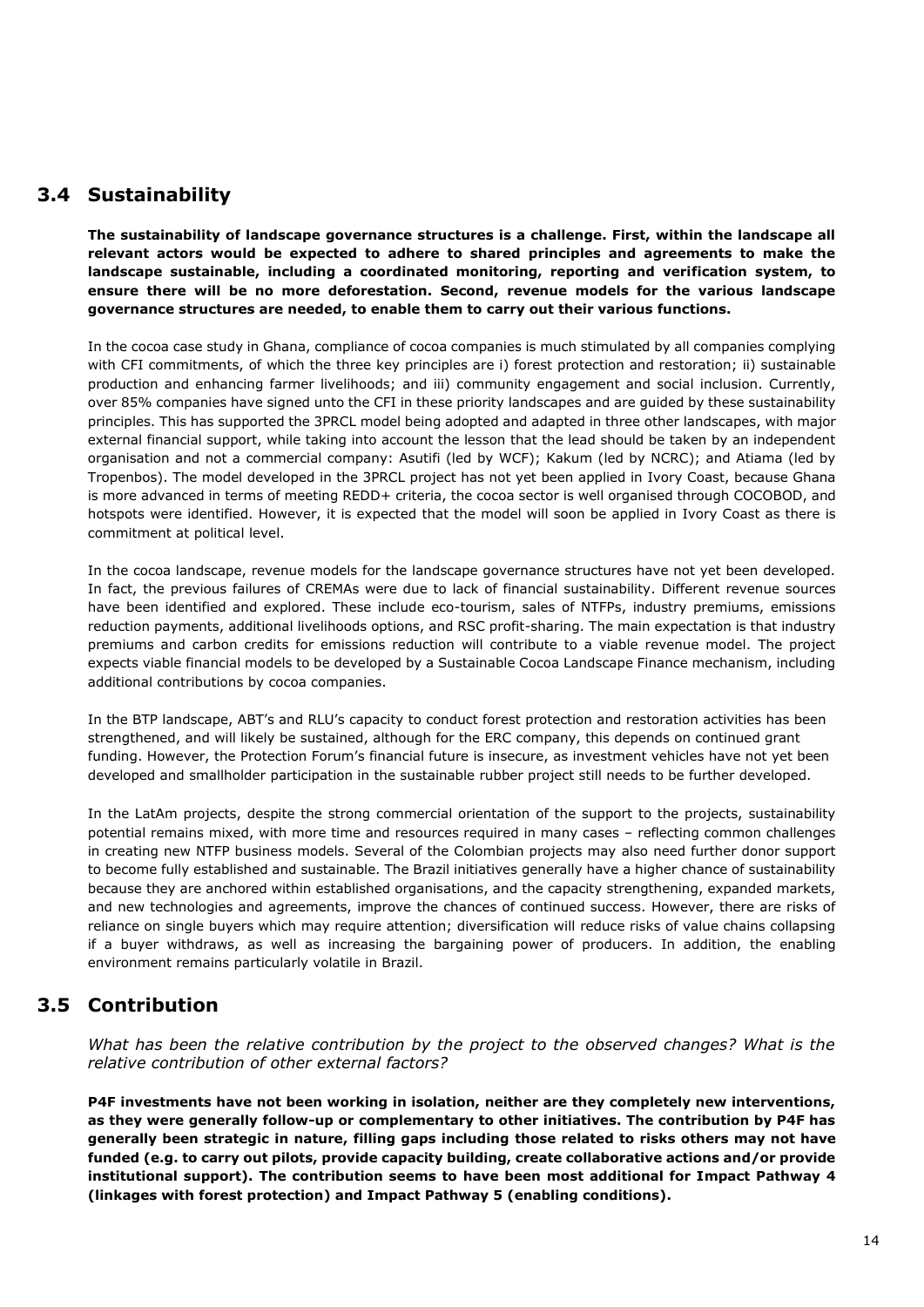## 3.4 Sustainability

**The sustainability of landscape governance structures is a challenge. First, within the landscape all relevant actors would be expected to adhere to shared principles and agreements to make the landscape sustainable, including a coordinated monitoring, reporting and verification system, to ensure there will be no more deforestation. Second, revenue models for the various landscape governance structures are needed, to enable them to carry out their various functions.**

In the cocoa case study in Ghana, compliance of cocoa companies is much stimulated by all companies complying with CFI commitments, of which the three key principles are i) forest protection and restoration; ii) sustainable production and enhancing farmer livelihoods; and iii) community engagement and social inclusion. Currently, over 85% companies have signed unto the CFI in these priority landscapes and are guided by these sustainability principles. This has supported the 3PRCL model being adopted and adapted in three other landscapes, with major external financial support, while taking into account the lesson that the lead should be taken by an independent organisation and not a commercial company: Asutifi (led by WCF); Kakum (led by NCRC); and Atiama (led by Tropenbos). The model developed in the 3PRCL project has not yet been applied in Ivory Coast, because Ghana is more advanced in terms of meeting REDD+ criteria, the cocoa sector is well organised through COCOBOD, and hotspots were identified. However, it is expected that the model will soon be applied in Ivory Coast as there is commitment at political level.

In the cocoa landscape, revenue models for the landscape governance structures have not yet been developed. In fact, the previous failures of CREMAs were due to lack of financial sustainability. Different revenue sources have been identified and explored. These include eco-tourism, sales of NTFPs, industry premiums, emissions reduction payments, additional livelihoods options, and RSC profit-sharing. The main expectation is that industry premiums and carbon credits for emissions reduction will contribute to a viable revenue model. The project expects viable financial models to be developed by a Sustainable Cocoa Landscape Finance mechanism, including additional contributions by cocoa companies.

In the BTP landscape, ABT's and RLU's capacity to conduct forest protection and restoration activities has been strengthened, and will likely be sustained, although for the ERC company, this depends on continued grant funding. However, the Protection Forum's financial future is insecure, as investment vehicles have not yet been developed and smallholder participation in the sustainable rubber project still needs to be further developed.

In the LatAm projects, despite the strong commercial orientation of the support to the projects, sustainability potential remains mixed, with more time and resources required in many cases – reflecting common challenges in creating new NTFP business models. Several of the Colombian projects may also need further donor support to become fully established and sustainable. The Brazil initiatives generally have a higher chance of sustainability because they are anchored within established organisations, and the capacity strengthening, expanded markets, and new technologies and agreements, improve the chances of continued success. However, there are risks of reliance on single buyers which may require attention; diversification will reduce risks of value chains collapsing if a buyer withdraws, as well as increasing the bargaining power of producers. In addition, the enabling environment remains particularly volatile in Brazil.

## 3.5 Contribution

*What has been the relative contribution by the project to the observed changes? What is the relative contribution of other external factors?*

**P4F investments have not been working in isolation, neither are they completely new interventions, as they were generally follow-up or complementary to other initiatives. The contribution by P4F has generally been strategic in nature, filling gaps including those related to risks others may not have funded (e.g. to carry out pilots, provide capacity building, create collaborative actions and/or provide institutional support). The contribution seems to have been most additional for Impact Pathway 4 (linkages with forest protection) and Impact Pathway 5 (enabling conditions).**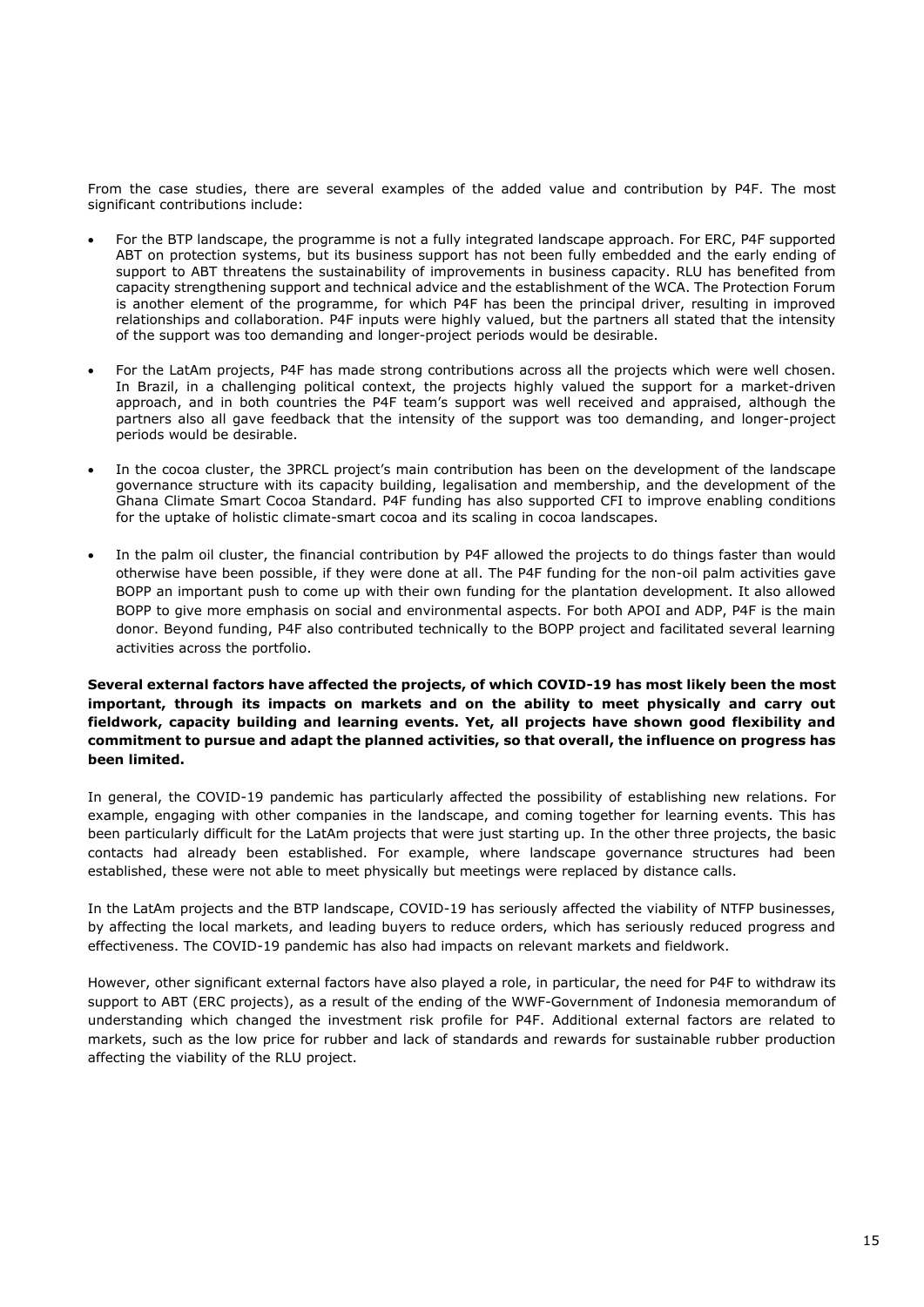From the case studies, there are several examples of the added value and contribution by P4F. The most significant contributions include:

- For the BTP landscape, the programme is not a fully integrated landscape approach. For ERC, P4F supported ABT on protection systems, but its business support has not been fully embedded and the early ending of support to ABT threatens the sustainability of improvements in business capacity. RLU has benefited from capacity strengthening support and technical advice and the establishment of the WCA. The Protection Forum is another element of the programme, for which P4F has been the principal driver, resulting in improved relationships and collaboration. P4F inputs were highly valued, but the partners all stated that the intensity of the support was too demanding and longer-project periods would be desirable.

- For the LatAm projects, P4F has made strong contributions across all the projects which were well chosen. In Brazil, in a challenging political context, the projects highly valued the support for a market-driven approach, and in both countries the P4F team's support was well received and appraised, although the partners also all gave feedback that the intensity of the support was too demanding, and longer-project periods would be desirable.

- In the cocoa cluster, the 3PRCL project's main contribution has been on the development of the landscape governance structure with its capacity building, legalisation and membership, and the development of the Ghana Climate Smart Cocoa Standard. P4F funding has also supported CFI to improve enabling conditions for the uptake of holistic climate-smart cocoa and its scaling in cocoa landscapes.

- In the palm oil cluster, the financial contribution by P4F allowed the projects to do things faster than would otherwise have been possible, if they were done at all. The P4F funding for the non-oil palm activities gave BOPP an important push to come up with their own funding for the plantation development. It also allowed BOPP to give more emphasis on social and environmental aspects. For both APOI and ADP, P4F is the main donor. Beyond funding, P4F also contributed technically to the BOPP project and facilitated several learning activities across the portfolio.

**Several external factors have affected the projects, of which COVID-19 has most likely been the most important, through its impacts on markets and on the ability to meet physically and carry out fieldwork, capacity building and learning events. Yet, all projects have shown good flexibility and commitment to pursue and adapt the planned activities, so that overall, the influence on progress has been limited.**

In general, the COVID-19 pandemic has particularly affected the possibility of establishing new relations. For example, engaging with other companies in the landscape, and coming together for learning events. This has been particularly difficult for the LatAm projects that were just starting up. In the other three projects, the basic contacts had already been established. For example, where landscape governance structures had been established, these were not able to meet physically but meetings were replaced by distance calls.

In the LatAm projects and the BTP landscape, COVID-19 has seriously affected the viability of NTFP businesses, by affecting the local markets, and leading buyers to reduce orders, which has seriously reduced progress and effectiveness. The COVID-19 pandemic has also had impacts on relevant markets and fieldwork.

However, other significant external factors have also played a role, in particular, the need for P4F to withdraw its support to ABT (ERC projects), as a result of the ending of the WWF-Government of Indonesia memorandum of understanding which changed the investment risk profile for P4F. Additional external factors are related to markets, such as the low price for rubber and lack of standards and rewards for sustainable rubber production affecting the viability of the RLU project.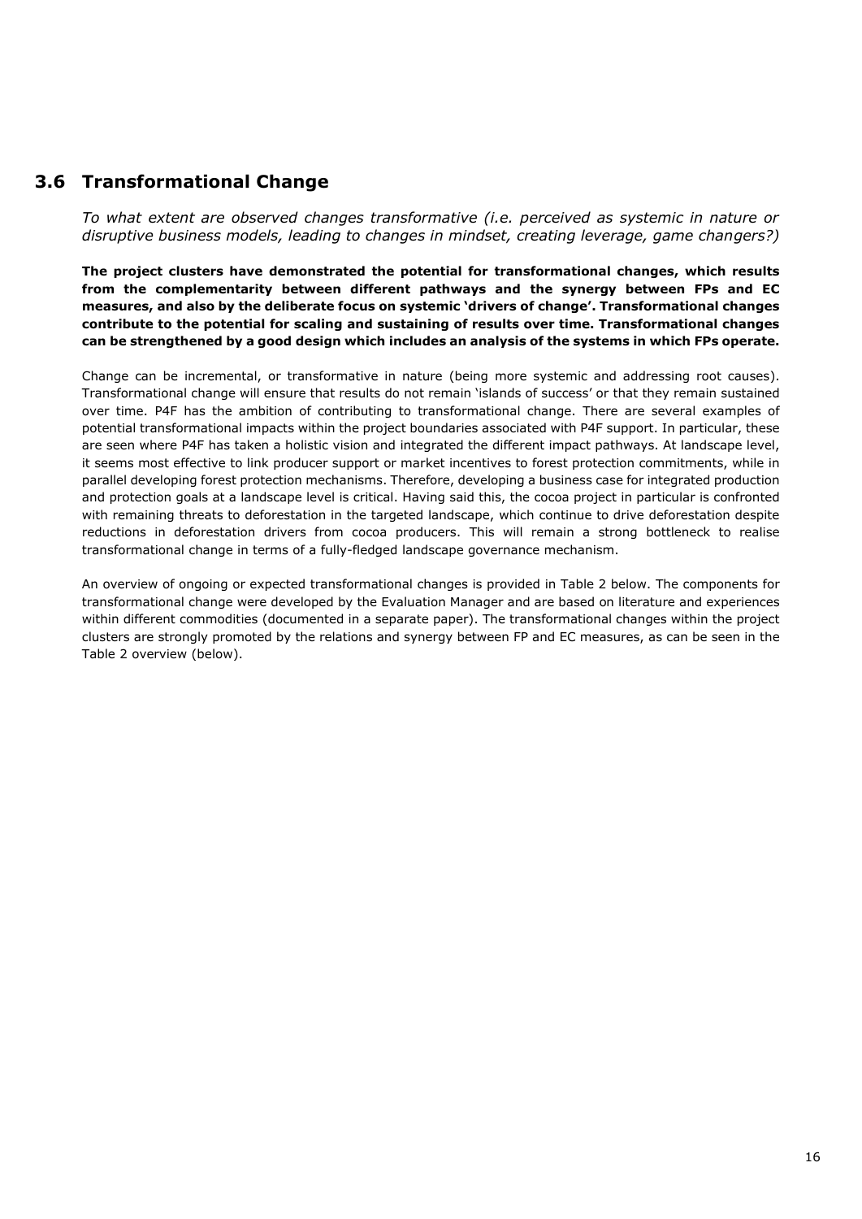## 3.6 Transformational Change

*To what extent are observed changes transformative (i.e. perceived as systemic in nature or disruptive business models, leading to changes in mindset, creating leverage, game changers?)*

**The project clusters have demonstrated the potential for transformational changes, which results from the complementarity between different pathways and the synergy between FPs and EC measures, and also by the deliberate focus on systemic 'drivers of change'. Transformational changes contribute to the potential for scaling and sustaining of results over time. Transformational changes can be strengthened by a good design which includes an analysis of the systems in which FPs operate.**

Change can be incremental, or transformative in nature (being more systemic and addressing root causes). Transformational change will ensure that results do not remain 'islands of success' or that they remain sustained over time. P4F has the ambition of contributing to transformational change. There are several examples of potential transformational impacts within the project boundaries associated with P4F support. In particular, these are seen where P4F has taken a holistic vision and integrated the different impact pathways. At landscape level, it seems most effective to link producer support or market incentives to forest protection commitments, while in parallel developing forest protection mechanisms. Therefore, developing a business case for integrated production and protection goals at a landscape level is critical. Having said this, the cocoa project in particular is confronted with remaining threats to deforestation in the targeted landscape, which continue to drive deforestation despite reductions in deforestation drivers from cocoa producers. This will remain a strong bottleneck to realise transformational change in terms of a fully-fledged landscape governance mechanism.

An overview of ongoing or expected transformational changes is provided in Table 2 below. The components for transformational change were developed by the Evaluation Manager and are based on literature and experiences within different commodities (documented in a separate paper). The transformational changes within the project clusters are strongly promoted by the relations and synergy between FP and EC measures, as can be seen in the Table 2 overview (below).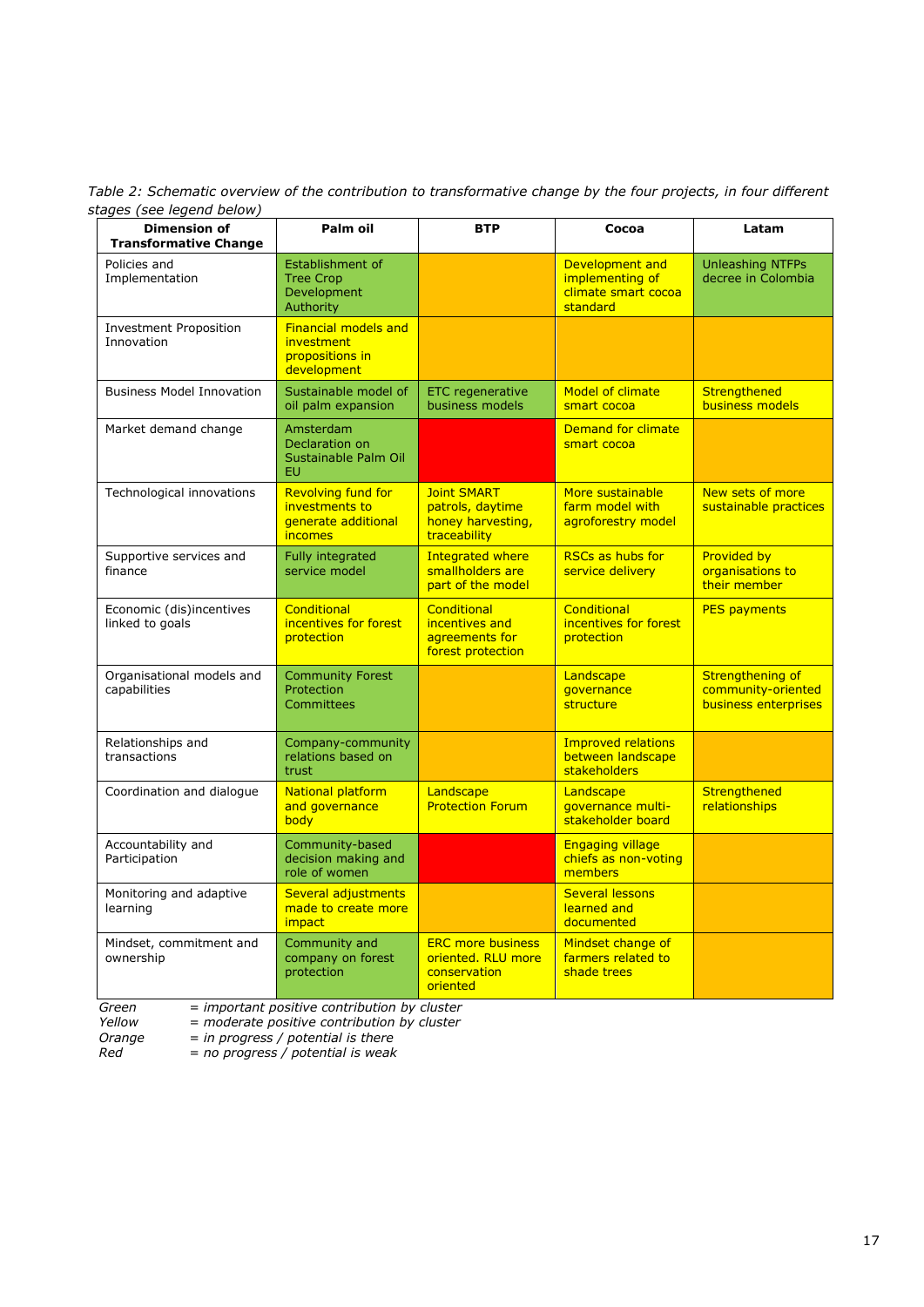*Table 2: Schematic overview of the contribution to transformative change by the four projects, in four different stages (see legend below)*

| Dimension of Transformative Change | Palm oil | BTP | Cocoa | Latam |
|---|---|---|---|---|
| Policies and Implementation | Establishment of Tree Crop Development Authority | | Development and implementing of climate smart cocoa standard | Unleashing NTFPs decree in Colombia |
| Investment Proposition Innovation | Financial models and investment propositions in development | | | |
| Business Model Innovation | Sustainable model of oil palm expansion | ETC regenerative business models | Model of climate smart cocoa | Strengthened business models |
| Market demand change | Amsterdam Declaration on Sustainable Palm Oil EU | | Demand for climate smart cocoa | |
| Technological innovations | Revolving fund for investments to generate additional incomes | Joint SMART patrols, daytime honey harvesting, traceability | More sustainable farm model with agroforestry model | New sets of more sustainable practices |
| Supportive services and finance | Fully integrated service model | Integrated where smallholders are part of the model | RSCs as hubs for service delivery | Provided by organisations to their member |
| Economic (dis)incentives linked to goals | Conditional incentives for forest protection | Conditional incentives and agreements for forest protection | Conditional incentives for forest protection | PES payments |
| Organisational models and capabilities | Community Forest Protection Committees | | Landscape governance structure | Strengthening of community-oriented business enterprises |
| Relationships and transactions | Company-community relations based on trust | | Improved relations between landscape stakeholders | |
| Coordination and dialogue | National platform and governance body | Landscape Protection Forum | Landscape governance multi-stakeholder board | Strengthened relationships |
| Accountability and Participation | Community-based decision making and role of women | | Engaging village chiefs as non-voting members | |
| Monitoring and adaptive learning | Several adjustments made to create more impact | | Several lessons learned and documented | |
| Mindset, commitment and ownership | Community and company on forest protection | ERC more business oriented. RLU more conservation oriented | Mindset change of farmers related to shade trees | |

*Green = important positive contribution by cluster*
*Yellow = moderate positive contribution by cluster*
*Orange = in progress / potential is there*
*Red = no progress / potential is weak*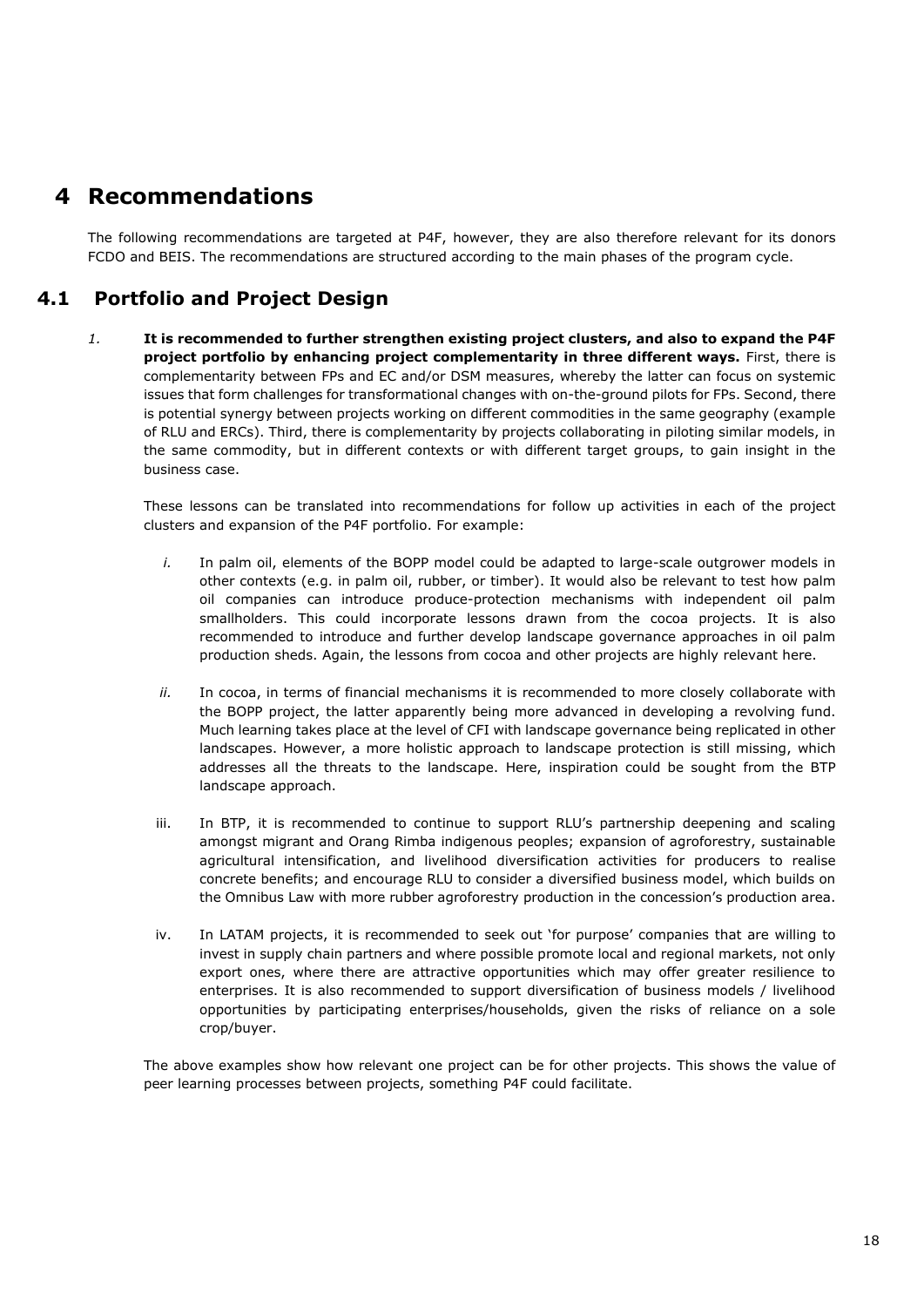# 4 Recommendations

The following recommendations are targeted at P4F, however, they are also therefore relevant for its donors FCDO and BEIS. The recommendations are structured according to the main phases of the program cycle.

## 4.1 Portfolio and Project Design

*1.* **It is recommended to further strengthen existing project clusters, and also to expand the P4F project portfolio by enhancing project complementarity in three different ways.** First, there is complementarity between FPs and EC and/or DSM measures, whereby the latter can focus on systemic issues that form challenges for transformational changes with on-the-ground pilots for FPs. Second, there is potential synergy between projects working on different commodities in the same geography (example of RLU and ERCs). Third, there is complementarity by projects collaborating in piloting similar models, in the same commodity, but in different contexts or with different target groups, to gain insight in the business case.

These lessons can be translated into recommendations for follow up activities in each of the project clusters and expansion of the P4F portfolio. For example:

*i.* In palm oil, elements of the BOPP model could be adapted to large-scale outgrower models in other contexts (e.g. in palm oil, rubber, or timber). It would also be relevant to test how palm oil companies can introduce produce-protection mechanisms with independent oil palm smallholders. This could incorporate lessons drawn from the cocoa projects. It is also recommended to introduce and further develop landscape governance approaches in oil palm production sheds. Again, the lessons from cocoa and other projects are highly relevant here.

*ii.* In cocoa, in terms of financial mechanisms it is recommended to more closely collaborate with the BOPP project, the latter apparently being more advanced in developing a revolving fund. Much learning takes place at the level of CFI with landscape governance being replicated in other landscapes. However, a more holistic approach to landscape protection is still missing, which addresses all the threats to the landscape. Here, inspiration could be sought from the BTP landscape approach.

iii. In BTP, it is recommended to continue to support RLU's partnership deepening and scaling amongst migrant and Orang Rimba indigenous peoples; expansion of agroforestry, sustainable agricultural intensification, and livelihood diversification activities for producers to realise concrete benefits; and encourage RLU to consider a diversified business model, which builds on the Omnibus Law with more rubber agroforestry production in the concession's production area.

iv. In LATAM projects, it is recommended to seek out 'for purpose' companies that are willing to invest in supply chain partners and where possible promote local and regional markets, not only export ones, where there are attractive opportunities which may offer greater resilience to enterprises. It is also recommended to support diversification of business models / livelihood opportunities by participating enterprises/households, given the risks of reliance on a sole crop/buyer.

The above examples show how relevant one project can be for other projects. This shows the value of peer learning processes between projects, something P4F could facilitate.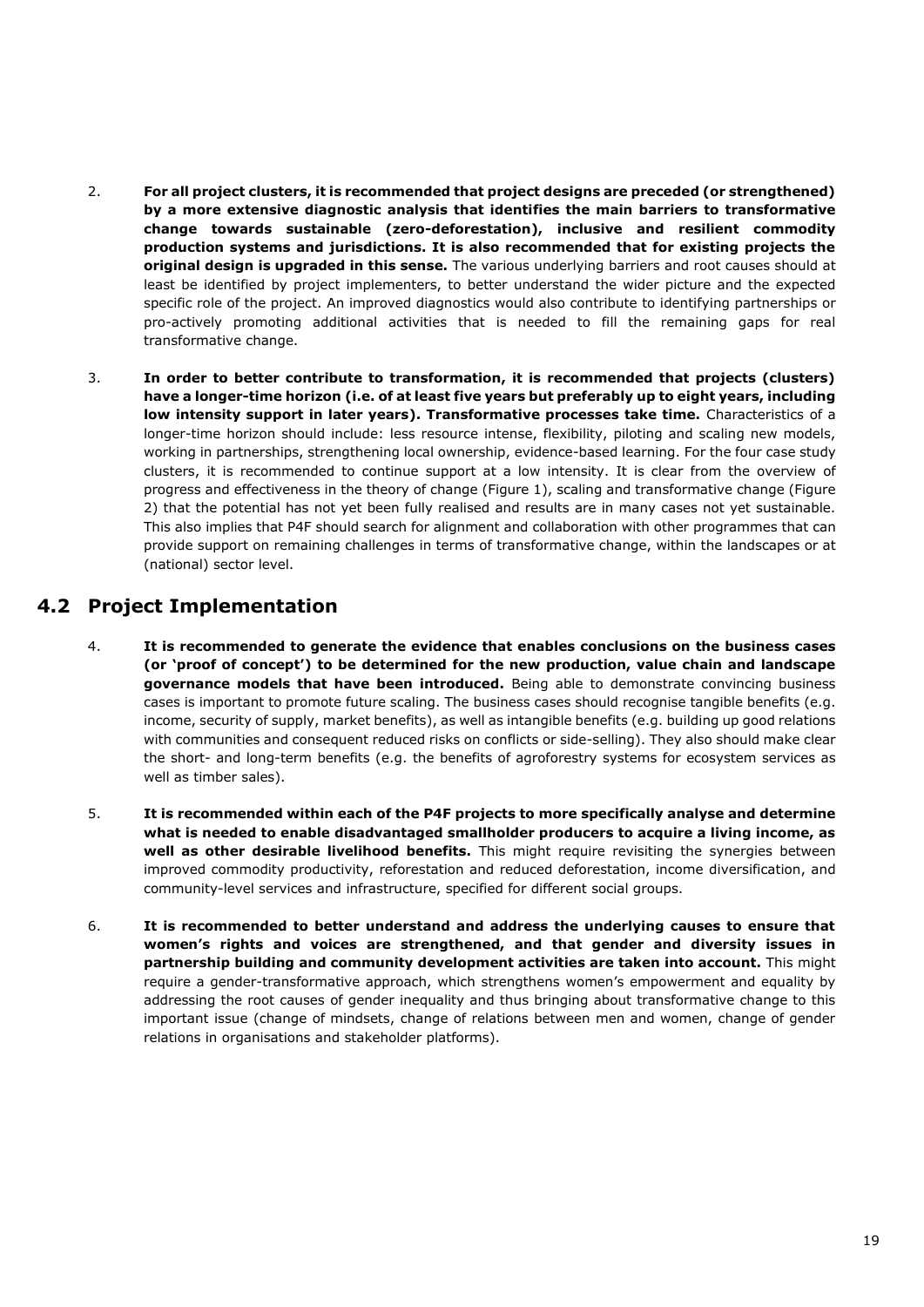2. **For all project clusters, it is recommended that project designs are preceded (or strengthened) by a more extensive diagnostic analysis that identifies the main barriers to transformative change towards sustainable (zero-deforestation), inclusive and resilient commodity production systems and jurisdictions. It is also recommended that for existing projects the original design is upgraded in this sense.** The various underlying barriers and root causes should at least be identified by project implementers, to better understand the wider picture and the expected specific role of the project. An improved diagnostics would also contribute to identifying partnerships or pro-actively promoting additional activities that is needed to fill the remaining gaps for real transformative change.

3. **In order to better contribute to transformation, it is recommended that projects (clusters) have a longer-time horizon (i.e. of at least five years but preferably up to eight years, including low intensity support in later years). Transformative processes take time.** Characteristics of a longer-time horizon should include: less resource intense, flexibility, piloting and scaling new models, working in partnerships, strengthening local ownership, evidence-based learning. For the four case study clusters, it is recommended to continue support at a low intensity. It is clear from the overview of progress and effectiveness in the theory of change (Figure 1), scaling and transformative change (Figure 2) that the potential has not yet been fully realised and results are in many cases not yet sustainable. This also implies that P4F should search for alignment and collaboration with other programmes that can provide support on remaining challenges in terms of transformative change, within the landscapes or at (national) sector level.

## 4.2 Project Implementation

4. **It is recommended to generate the evidence that enables conclusions on the business cases (or 'proof of concept') to be determined for the new production, value chain and landscape governance models that have been introduced.** Being able to demonstrate convincing business cases is important to promote future scaling. The business cases should recognise tangible benefits (e.g. income, security of supply, market benefits), as well as intangible benefits (e.g. building up good relations with communities and consequent reduced risks on conflicts or side-selling). They also should make clear the short- and long-term benefits (e.g. the benefits of agroforestry systems for ecosystem services as well as timber sales).

5. **It is recommended within each of the P4F projects to more specifically analyse and determine what is needed to enable disadvantaged smallholder producers to acquire a living income, as well as other desirable livelihood benefits.** This might require revisiting the synergies between improved commodity productivity, reforestation and reduced deforestation, income diversification, and community-level services and infrastructure, specified for different social groups.

6. **It is recommended to better understand and address the underlying causes to ensure that women's rights and voices are strengthened, and that gender and diversity issues in partnership building and community development activities are taken into account.** This might require a gender-transformative approach, which strengthens women's empowerment and equality by addressing the root causes of gender inequality and thus bringing about transformative change to this important issue (change of mindsets, change of relations between men and women, change of gender relations in organisations and stakeholder platforms).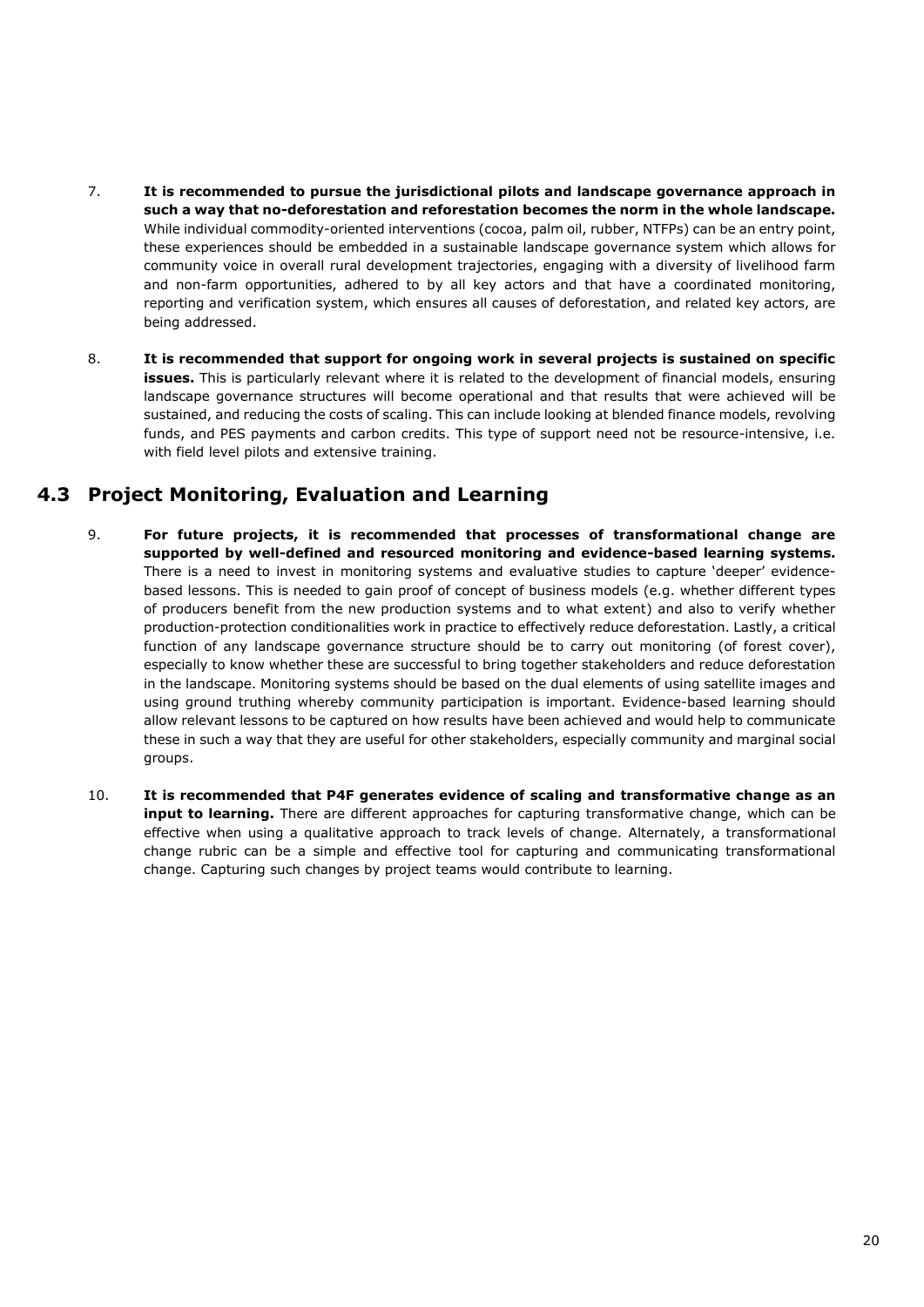7. **It is recommended to pursue the jurisdictional pilots and landscape governance approach in such a way that no-deforestation and reforestation becomes the norm in the whole landscape.** While individual commodity-oriented interventions (cocoa, palm oil, rubber, NTFPs) can be an entry point, these experiences should be embedded in a sustainable landscape governance system which allows for community voice in overall rural development trajectories, engaging with a diversity of livelihood farm and non-farm opportunities, adhered to by all key actors and that have a coordinated monitoring, reporting and verification system, which ensures all causes of deforestation, and related key actors, are being addressed.

8. **It is recommended that support for ongoing work in several projects is sustained on specific issues.** This is particularly relevant where it is related to the development of financial models, ensuring landscape governance structures will become operational and that results that were achieved will be sustained, and reducing the costs of scaling. This can include looking at blended finance models, revolving funds, and PES payments and carbon credits. This type of support need not be resource-intensive, i.e. with field level pilots and extensive training.

## 4.3 Project Monitoring, Evaluation and Learning

9. **For future projects, it is recommended that processes of transformational change are supported by well-defined and resourced monitoring and evidence-based learning systems.** There is a need to invest in monitoring systems and evaluative studies to capture 'deeper' evidence-based lessons. This is needed to gain proof of concept of business models (e.g. whether different types of producers benefit from the new production systems and to what extent) and also to verify whether production-protection conditionalities work in practice to effectively reduce deforestation. Lastly, a critical function of any landscape governance structure should be to carry out monitoring (of forest cover), especially to know whether these are successful to bring together stakeholders and reduce deforestation in the landscape. Monitoring systems should be based on the dual elements of using satellite images and using ground truthing whereby community participation is important. Evidence-based learning should allow relevant lessons to be captured on how results have been achieved and would help to communicate these in such a way that they are useful for other stakeholders, especially community and marginal social groups.

10. **It is recommended that P4F generates evidence of scaling and transformative change as an input to learning.** There are different approaches for capturing transformative change, which can be effective when using a qualitative approach to track levels of change. Alternately, a transformational change rubric can be a simple and effective tool for capturing and communicating transformational change. Capturing such changes by project teams would contribute to learning.